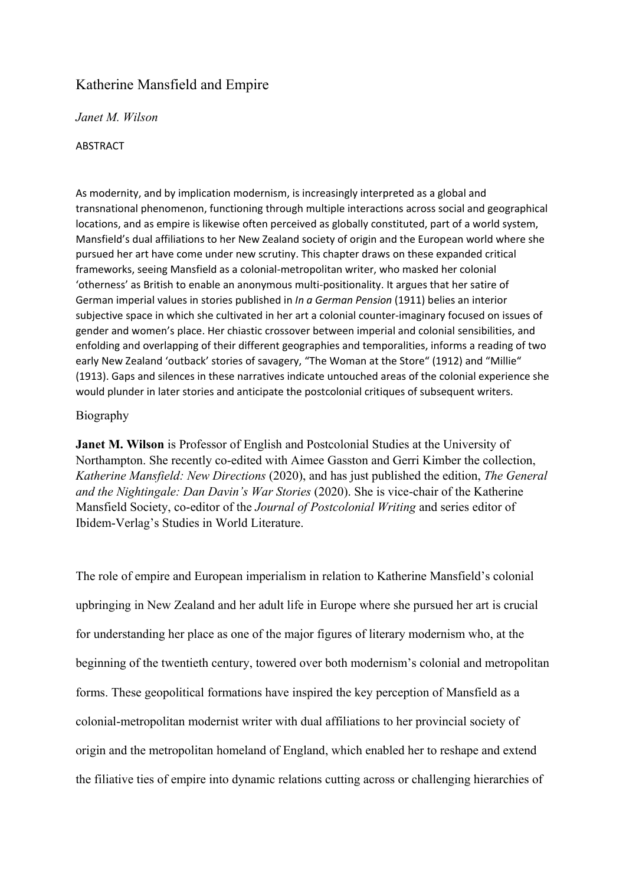# Katherine Mansfield and Empire

*Janet M. Wilson*

ABSTRACT

As modernity, and by implication modernism, is increasingly interpreted as a global and transnational phenomenon, functioning through multiple interactions across social and geographical locations, and as empire is likewise often perceived as globally constituted, part of a world system, Mansfield's dual affiliations to her New Zealand society of origin and the European world where she pursued her art have come under new scrutiny. This chapter draws on these expanded critical frameworks, seeing Mansfield as a colonial-metropolitan writer, who masked her colonial 'otherness' as British to enable an anonymous multi-positionality. It argues that her satire of German imperial values in stories published in *In a German Pension* (1911) belies an interior subjective space in which she cultivated in her art a colonial counter-imaginary focused on issues of gender and women's place. Her chiastic crossover between imperial and colonial sensibilities, and enfolding and overlapping of their different geographies and temporalities, informs a reading of two early New Zealand 'outback' stories of savagery, "The Woman at the Store" (1912) and "Millie" (1913). Gaps and silences in these narratives indicate untouched areas of the colonial experience she would plunder in later stories and anticipate the postcolonial critiques of subsequent writers.

## Biography

**Janet M. Wilson** is Professor of English and Postcolonial Studies at the University of Northampton. She recently co-edited with Aimee Gasston and Gerri Kimber the collection, *Katherine Mansfield: New Directions* (2020), and has just published the edition, *The General and the Nightingale: Dan Davin's War Stories* (2020). She is vice-chair of the Katherine Mansfield Society, co-editor of the *Journal of Postcolonial Writing* and series editor of Ibidem-Verlag's Studies in World Literature.

The role of empire and European imperialism in relation to Katherine Mansfield's colonial upbringing in New Zealand and her adult life in Europe where she pursued her art is crucial for understanding her place as one of the major figures of literary modernism who, at the beginning of the twentieth century, towered over both modernism's colonial and metropolitan forms. These geopolitical formations have inspired the key perception of Mansfield as a colonial-metropolitan modernist writer with dual affiliations to her provincial society of origin and the metropolitan homeland of England, which enabled her to reshape and extend the filiative ties of empire into dynamic relations cutting across or challenging hierarchies of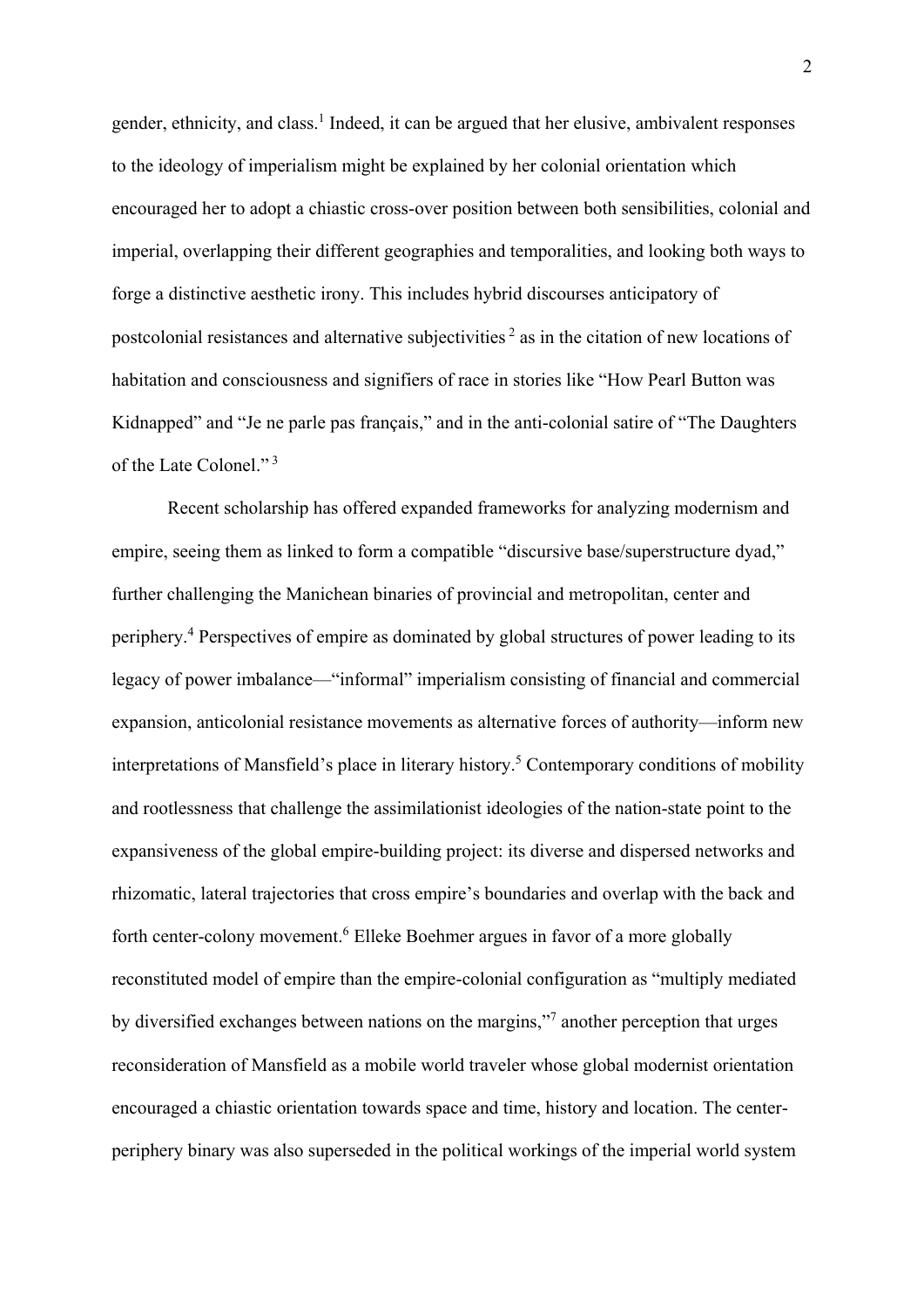gender, ethnicity, and class.[1] Indeed, it can be argued that her elusive, ambivalent responses to the ideology of imperialism might be explained by her colonial orientation which encouraged her to adopt a chiastic cross-over position between both sensibilities, colonial and imperial, overlapping their different geographies and temporalities, and looking both ways to forge a distinctive aesthetic irony. This includes hybrid discourses anticipatory of postcolonial resistances and alternative subjectivities[2] as in the citation of new locations of habitation and consciousness and signifiers of race in stories like "How Pearl Button was Kidnapped" and "Je ne parle pas français," and in the anti-colonial satire of "The Daughters of the Late Colonel."[3]

Recent scholarship has offered expanded frameworks for analyzing modernism and empire, seeing them as linked to form a compatible "discursive base/superstructure dyad," further challenging the Manichean binaries of provincial and metropolitan, center and periphery.[4] Perspectives of empire as dominated by global structures of power leading to its legacy of power imbalance—"informal" imperialism consisting of financial and commercial expansion, anticolonial resistance movements as alternative forces of authority—inform new interpretations of Mansfield's place in literary history.[5] Contemporary conditions of mobility and rootlessness that challenge the assimilationist ideologies of the nation-state point to the expansiveness of the global empire-building project: its diverse and dispersed networks and rhizomatic, lateral trajectories that cross empire's boundaries and overlap with the back and forth center-colony movement.[6] Elleke Boehmer argues in favor of a more globally reconstituted model of empire than the empire-colonial configuration as "multiply mediated by diversified exchanges between nations on the margins,"[7] another perception that urges reconsideration of Mansfield as a mobile world traveler whose global modernist orientation encouraged a chiastic orientation towards space and time, history and location. The center-periphery binary was also superseded in the political workings of the imperial world system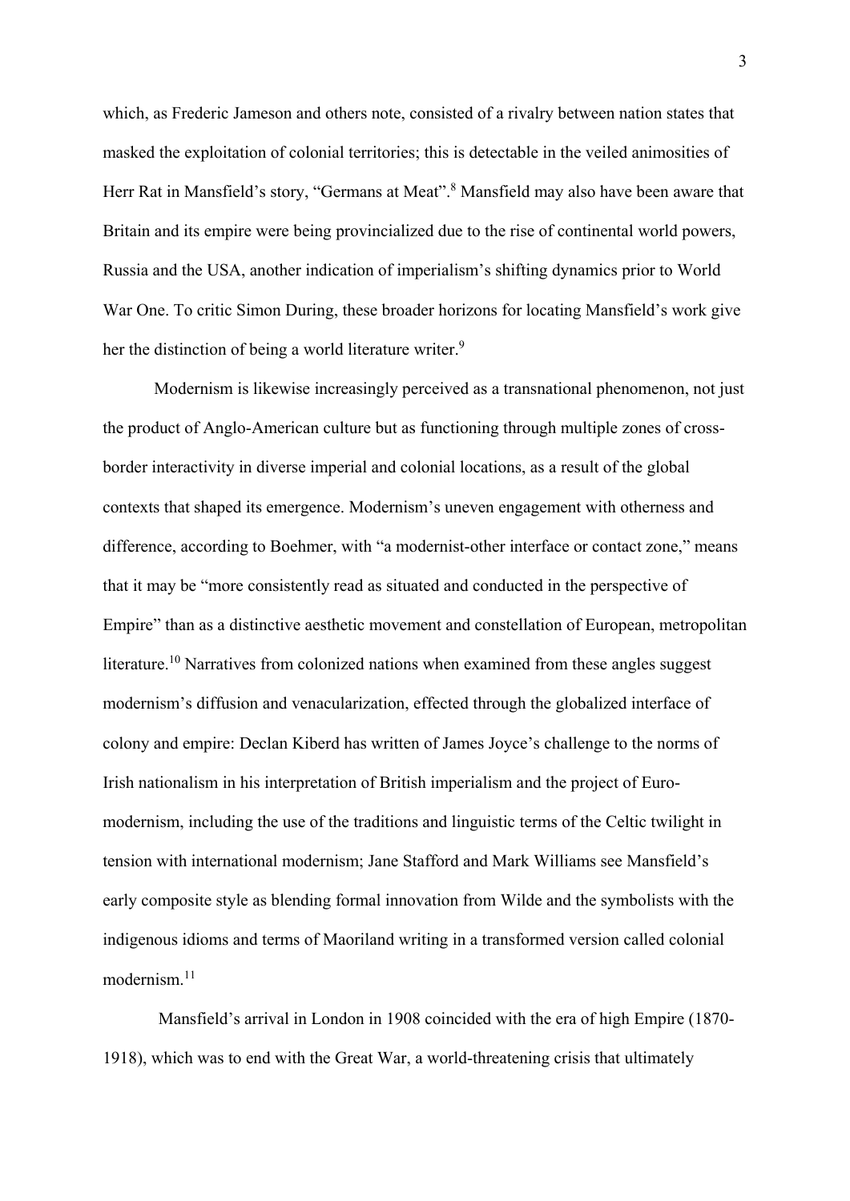which, as Frederic Jameson and others note, consisted of a rivalry between nation states that masked the exploitation of colonial territories; this is detectable in the veiled animosities of Herr Rat in Mansfield's story, "Germans at Meat".[8] Mansfield may also have been aware that Britain and its empire were being provincialized due to the rise of continental world powers, Russia and the USA, another indication of imperialism's shifting dynamics prior to World War One. To critic Simon During, these broader horizons for locating Mansfield's work give her the distinction of being a world literature writer.[9]

Modernism is likewise increasingly perceived as a transnational phenomenon, not just the product of Anglo-American culture but as functioning through multiple zones of cross-border interactivity in diverse imperial and colonial locations, as a result of the global contexts that shaped its emergence. Modernism's uneven engagement with otherness and difference, according to Boehmer, with "a modernist-other interface or contact zone," means that it may be "more consistently read as situated and conducted in the perspective of Empire" than as a distinctive aesthetic movement and constellation of European, metropolitan literature.[10] Narratives from colonized nations when examined from these angles suggest modernism's diffusion and venacularization, effected through the globalized interface of colony and empire: Declan Kiberd has written of James Joyce's challenge to the norms of Irish nationalism in his interpretation of British imperialism and the project of Euro-modernism, including the use of the traditions and linguistic terms of the Celtic twilight in tension with international modernism; Jane Stafford and Mark Williams see Mansfield's early composite style as blending formal innovation from Wilde and the symbolists with the indigenous idioms and terms of Maoriland writing in a transformed version called colonial modernism.[11]

Mansfield's arrival in London in 1908 coincided with the era of high Empire (1870-1918), which was to end with the Great War, a world-threatening crisis that ultimately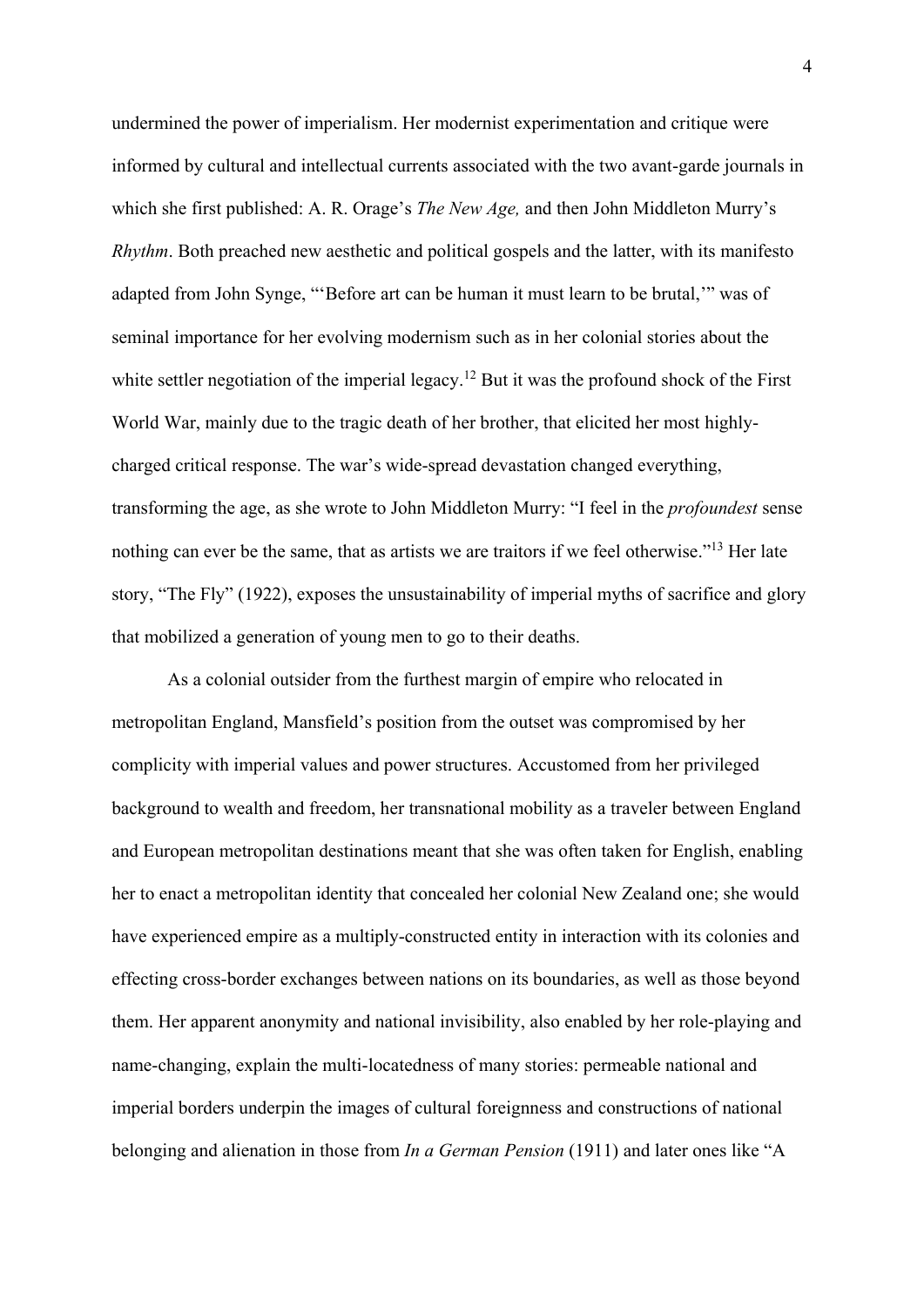undermined the power of imperialism. Her modernist experimentation and critique were informed by cultural and intellectual currents associated with the two avant-garde journals in which she first published: A. R. Orage's *The New Age,* and then John Middleton Murry's *Rhythm*. Both preached new aesthetic and political gospels and the latter, with its manifesto adapted from John Synge, "'Before art can be human it must learn to be brutal,'" was of seminal importance for her evolving modernism such as in her colonial stories about the white settler negotiation of the imperial legacy.[12] But it was the profound shock of the First World War, mainly due to the tragic death of her brother, that elicited her most highly-charged critical response. The war's wide-spread devastation changed everything, transforming the age, as she wrote to John Middleton Murry: "I feel in the *profoundest* sense nothing can ever be the same, that as artists we are traitors if we feel otherwise."[13] Her late story, "The Fly" (1922), exposes the unsustainability of imperial myths of sacrifice and glory that mobilized a generation of young men to go to their deaths.

As a colonial outsider from the furthest margin of empire who relocated in metropolitan England, Mansfield's position from the outset was compromised by her complicity with imperial values and power structures. Accustomed from her privileged background to wealth and freedom, her transnational mobility as a traveler between England and European metropolitan destinations meant that she was often taken for English, enabling her to enact a metropolitan identity that concealed her colonial New Zealand one; she would have experienced empire as a multiply-constructed entity in interaction with its colonies and effecting cross-border exchanges between nations on its boundaries, as well as those beyond them. Her apparent anonymity and national invisibility, also enabled by her role-playing and name-changing, explain the multi-locatedness of many stories: permeable national and imperial borders underpin the images of cultural foreignness and constructions of national belonging and alienation in those from *In a German Pension* (1911) and later ones like "A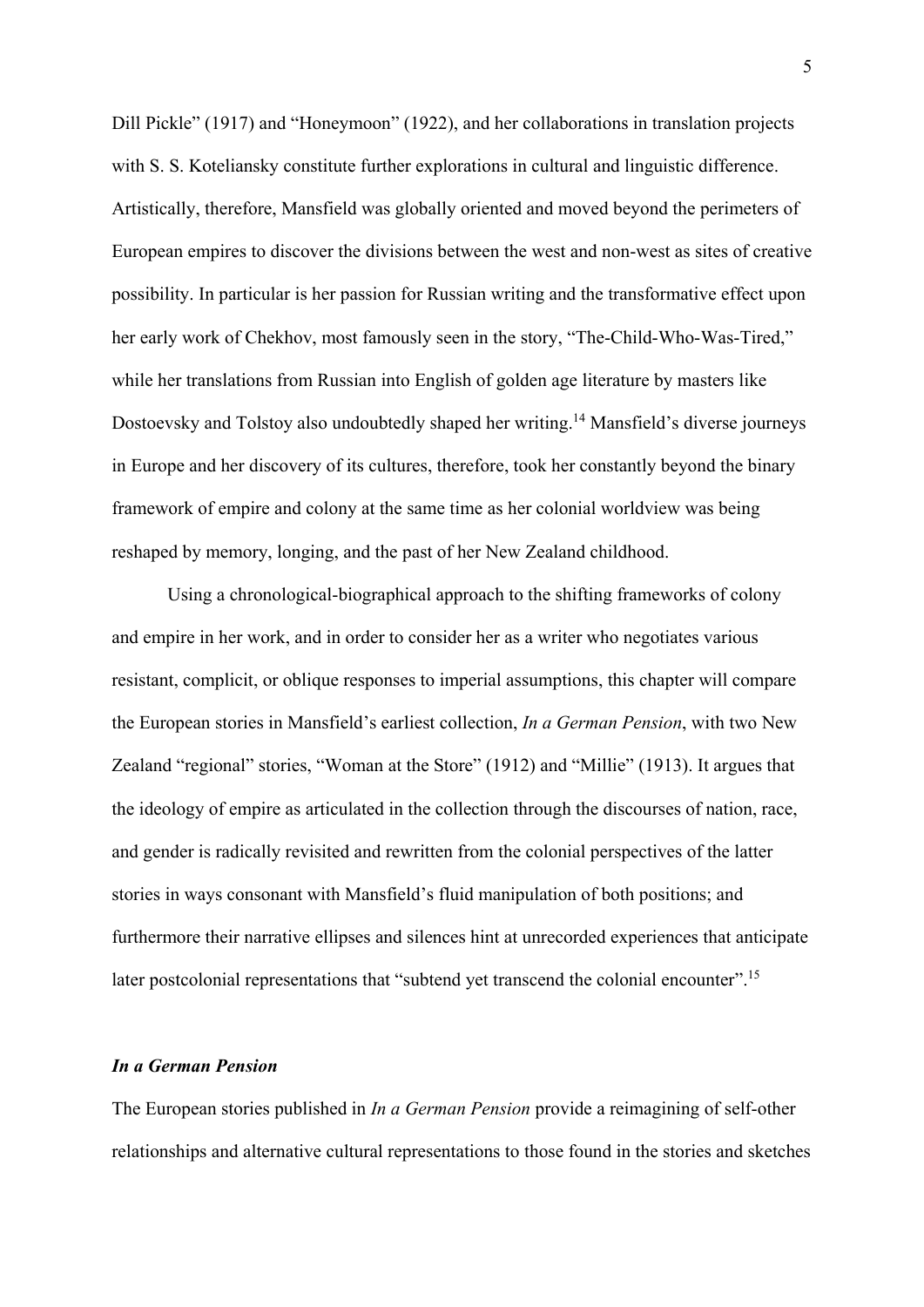Dill Pickle" (1917) and "Honeymoon" (1922), and her collaborations in translation projects with S. S. Koteliansky constitute further explorations in cultural and linguistic difference. Artistically, therefore, Mansfield was globally oriented and moved beyond the perimeters of European empires to discover the divisions between the west and non-west as sites of creative possibility. In particular is her passion for Russian writing and the transformative effect upon her early work of Chekhov, most famously seen in the story, "The-Child-Who-Was-Tired," while her translations from Russian into English of golden age literature by masters like Dostoevsky and Tolstoy also undoubtedly shaped her writing.[14] Mansfield's diverse journeys in Europe and her discovery of its cultures, therefore, took her constantly beyond the binary framework of empire and colony at the same time as her colonial worldview was being reshaped by memory, longing, and the past of her New Zealand childhood.

Using a chronological-biographical approach to the shifting frameworks of colony and empire in her work, and in order to consider her as a writer who negotiates various resistant, complicit, or oblique responses to imperial assumptions, this chapter will compare the European stories in Mansfield's earliest collection, *In a German Pension*, with two New Zealand "regional" stories, "Woman at the Store" (1912) and "Millie" (1913). It argues that the ideology of empire as articulated in the collection through the discourses of nation, race, and gender is radically revisited and rewritten from the colonial perspectives of the latter stories in ways consonant with Mansfield's fluid manipulation of both positions; and furthermore their narrative ellipses and silences hint at unrecorded experiences that anticipate later postcolonial representations that "subtend yet transcend the colonial encounter".[15]

### *In a German Pension*

The European stories published in *In a German Pension* provide a reimagining of self-other relationships and alternative cultural representations to those found in the stories and sketches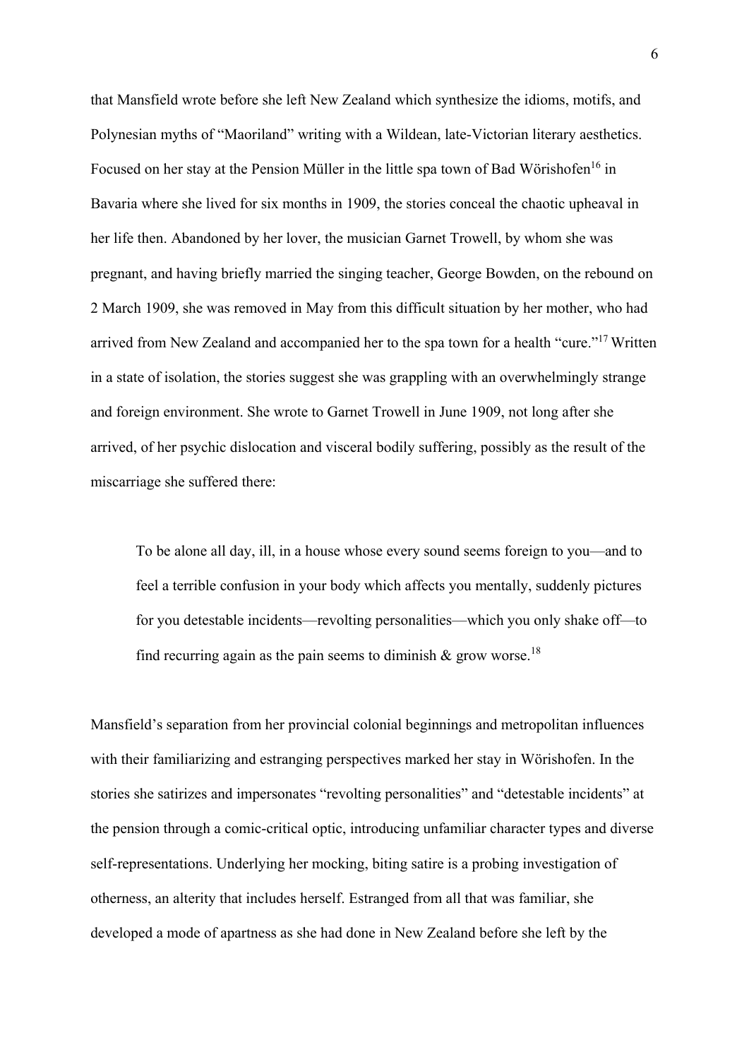that Mansfield wrote before she left New Zealand which synthesize the idioms, motifs, and Polynesian myths of "Maoriland" writing with a Wildean, late-Victorian literary aesthetics. Focused on her stay at the Pension Müller in the little spa town of Bad Wörishofen[16] in Bavaria where she lived for six months in 1909, the stories conceal the chaotic upheaval in her life then. Abandoned by her lover, the musician Garnet Trowell, by whom she was pregnant, and having briefly married the singing teacher, George Bowden, on the rebound on 2 March 1909, she was removed in May from this difficult situation by her mother, who had arrived from New Zealand and accompanied her to the spa town for a health "cure."[17] Written in a state of isolation, the stories suggest she was grappling with an overwhelmingly strange and foreign environment. She wrote to Garnet Trowell in June 1909, not long after she arrived, of her psychic dislocation and visceral bodily suffering, possibly as the result of the miscarriage she suffered there:

> To be alone all day, ill, in a house whose every sound seems foreign to you—and to feel a terrible confusion in your body which affects you mentally, suddenly pictures for you detestable incidents—revolting personalities—which you only shake off—to find recurring again as the pain seems to diminish & grow worse.[18]

Mansfield's separation from her provincial colonial beginnings and metropolitan influences with their familiarizing and estranging perspectives marked her stay in Wörishofen. In the stories she satirizes and impersonates "revolting personalities" and "detestable incidents" at the pension through a comic-critical optic, introducing unfamiliar character types and diverse self-representations. Underlying her mocking, biting satire is a probing investigation of otherness, an alterity that includes herself. Estranged from all that was familiar, she developed a mode of apartness as she had done in New Zealand before she left by the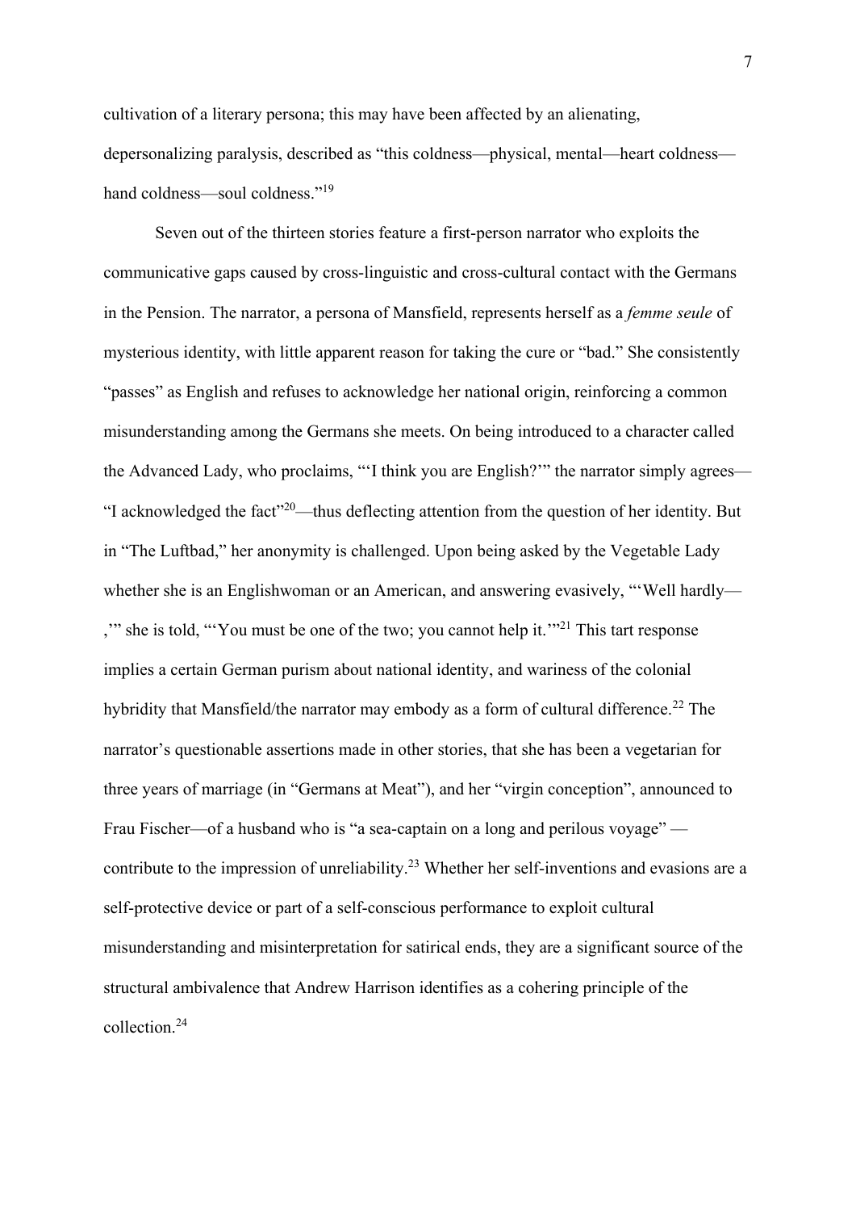cultivation of a literary persona; this may have been affected by an alienating, depersonalizing paralysis, described as "this coldness—physical, mental—heart coldness—hand coldness—soul coldness."[19]

Seven out of the thirteen stories feature a first-person narrator who exploits the communicative gaps caused by cross-linguistic and cross-cultural contact with the Germans in the Pension. The narrator, a persona of Mansfield, represents herself as a *femme seule* of mysterious identity, with little apparent reason for taking the cure or "bad." She consistently "passes" as English and refuses to acknowledge her national origin, reinforcing a common misunderstanding among the Germans she meets. On being introduced to a character called the Advanced Lady, who proclaims, "'I think you are English?'" the narrator simply agrees—"I acknowledged the fact"[20]—thus deflecting attention from the question of her identity. But in "The Luftbad," her anonymity is challenged. Upon being asked by the Vegetable Lady whether she is an Englishwoman or an American, and answering evasively, "'Well hardly—,'" she is told, "'You must be one of the two; you cannot help it.'"[21] This tart response implies a certain German purism about national identity, and wariness of the colonial hybridity that Mansfield/the narrator may embody as a form of cultural difference.[22] The narrator's questionable assertions made in other stories, that she has been a vegetarian for three years of marriage (in "Germans at Meat"), and her "virgin conception", announced to Frau Fischer—of a husband who is "a sea-captain on a long and perilous voyage" —contribute to the impression of unreliability.[23] Whether her self-inventions and evasions are a self-protective device or part of a self-conscious performance to exploit cultural misunderstanding and misinterpretation for satirical ends, they are a significant source of the structural ambivalence that Andrew Harrison identifies as a cohering principle of the collection.[24]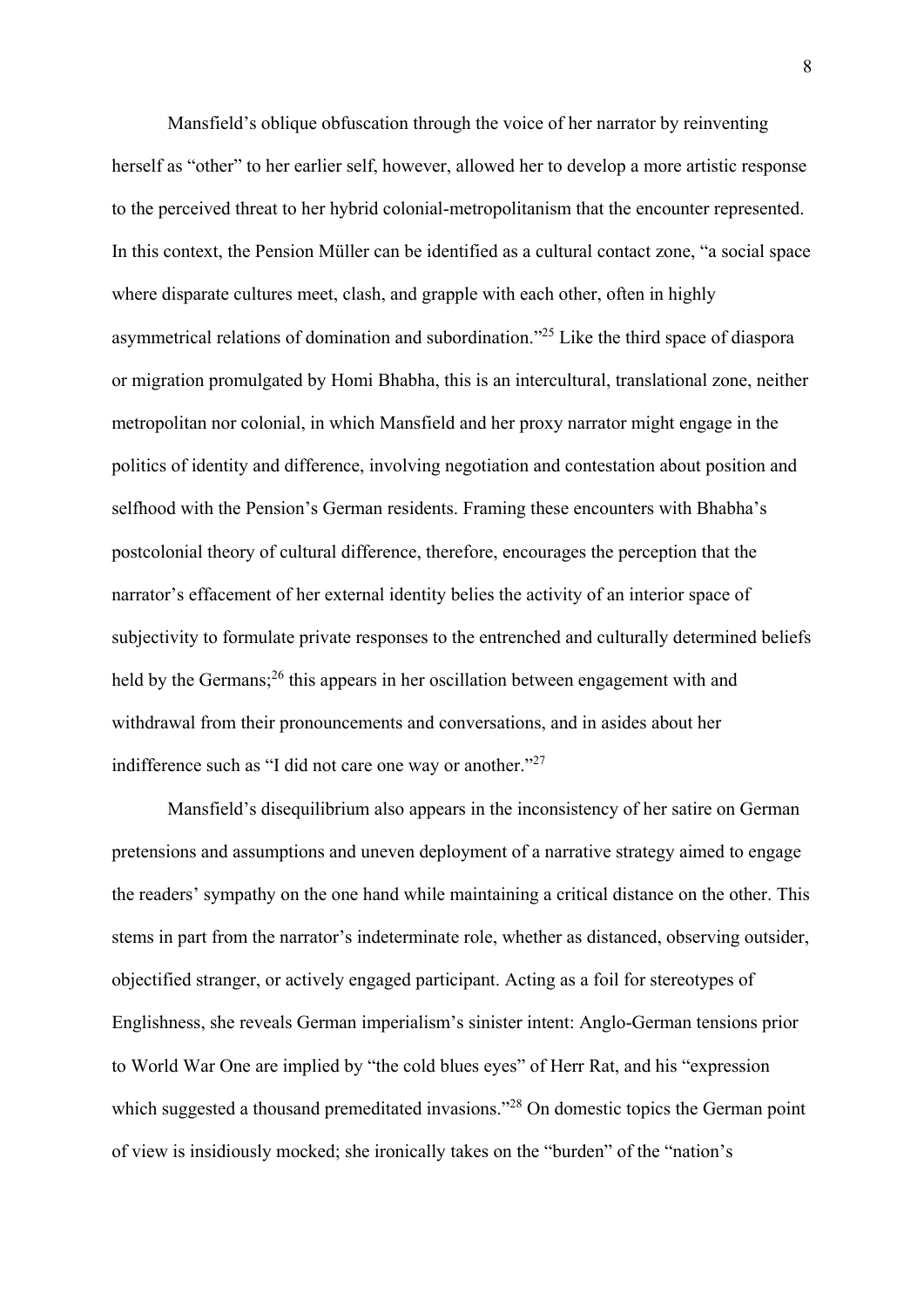Mansfield's oblique obfuscation through the voice of her narrator by reinventing herself as "other" to her earlier self, however, allowed her to develop a more artistic response to the perceived threat to her hybrid colonial-metropolitanism that the encounter represented. In this context, the Pension Müller can be identified as a cultural contact zone, "a social space where disparate cultures meet, clash, and grapple with each other, often in highly asymmetrical relations of domination and subordination."[25] Like the third space of diaspora or migration promulgated by Homi Bhabha, this is an intercultural, translational zone, neither metropolitan nor colonial, in which Mansfield and her proxy narrator might engage in the politics of identity and difference, involving negotiation and contestation about position and selfhood with the Pension's German residents. Framing these encounters with Bhabha's postcolonial theory of cultural difference, therefore, encourages the perception that the narrator's effacement of her external identity belies the activity of an interior space of subjectivity to formulate private responses to the entrenched and culturally determined beliefs held by the Germans;[26] this appears in her oscillation between engagement with and withdrawal from their pronouncements and conversations, and in asides about her indifference such as "I did not care one way or another."[27]

Mansfield's disequilibrium also appears in the inconsistency of her satire on German pretensions and assumptions and uneven deployment of a narrative strategy aimed to engage the readers' sympathy on the one hand while maintaining a critical distance on the other. This stems in part from the narrator's indeterminate role, whether as distanced, observing outsider, objectified stranger, or actively engaged participant. Acting as a foil for stereotypes of Englishness, she reveals German imperialism's sinister intent: Anglo-German tensions prior to World War One are implied by "the cold blues eyes" of Herr Rat, and his "expression which suggested a thousand premeditated invasions."[28] On domestic topics the German point of view is insidiously mocked; she ironically takes on the "burden" of the "nation's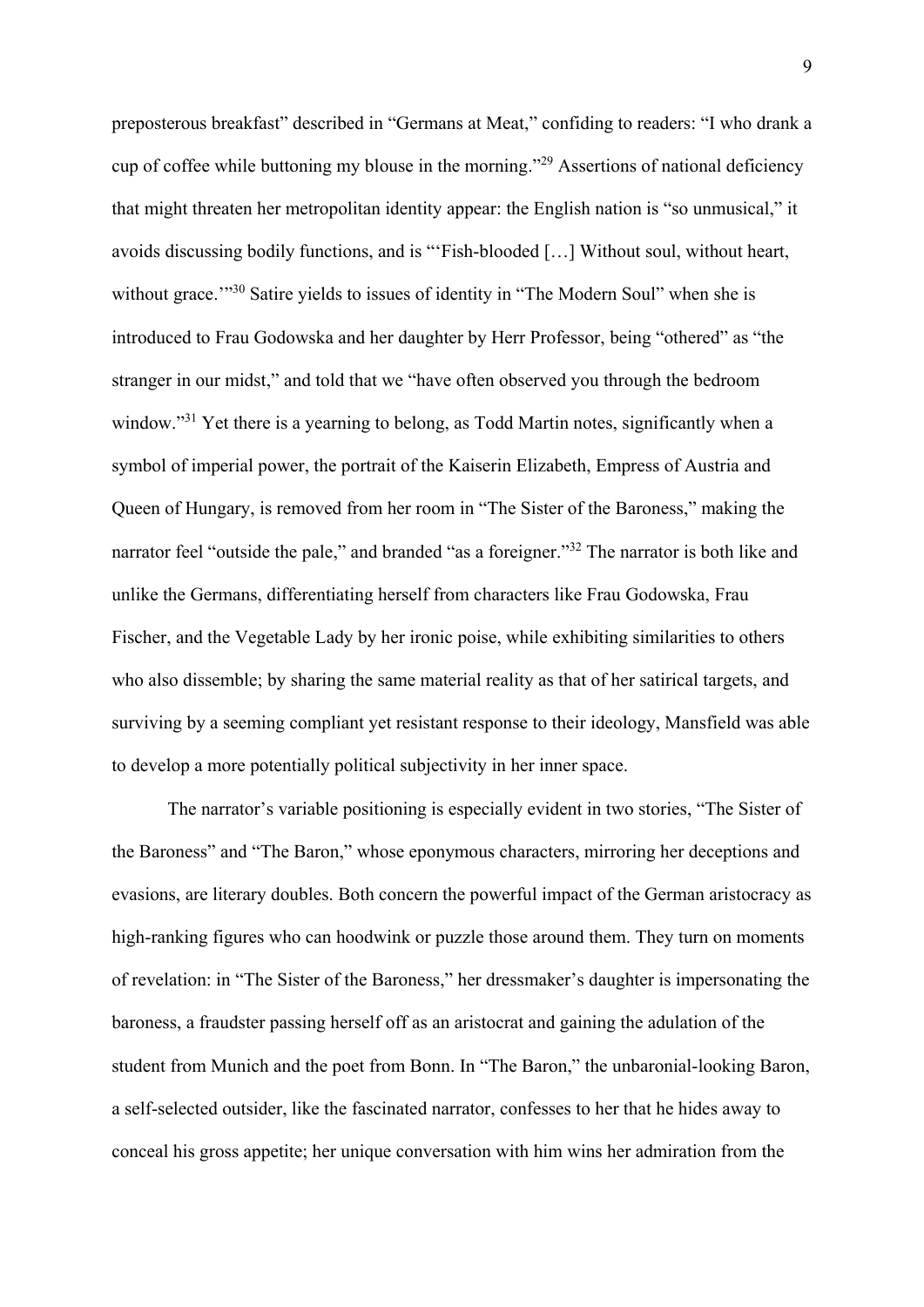preposterous breakfast" described in "Germans at Meat," confiding to readers: "I who drank a cup of coffee while buttoning my blouse in the morning."[29] Assertions of national deficiency that might threaten her metropolitan identity appear: the English nation is "so unmusical," it avoids discussing bodily functions, and is "'Fish-blooded […] Without soul, without heart, without grace.'"[30] Satire yields to issues of identity in "The Modern Soul" when she is introduced to Frau Godowska and her daughter by Herr Professor, being "othered" as "the stranger in our midst," and told that we "have often observed you through the bedroom window."[31] Yet there is a yearning to belong, as Todd Martin notes, significantly when a symbol of imperial power, the portrait of the Kaiserin Elizabeth, Empress of Austria and Queen of Hungary, is removed from her room in "The Sister of the Baroness," making the narrator feel "outside the pale," and branded "as a foreigner."[32] The narrator is both like and unlike the Germans, differentiating herself from characters like Frau Godowska, Frau Fischer, and the Vegetable Lady by her ironic poise, while exhibiting similarities to others who also dissemble; by sharing the same material reality as that of her satirical targets, and surviving by a seeming compliant yet resistant response to their ideology, Mansfield was able to develop a more potentially political subjectivity in her inner space.

The narrator's variable positioning is especially evident in two stories, "The Sister of the Baroness" and "The Baron," whose eponymous characters, mirroring her deceptions and evasions, are literary doubles. Both concern the powerful impact of the German aristocracy as high-ranking figures who can hoodwink or puzzle those around them. They turn on moments of revelation: in "The Sister of the Baroness," her dressmaker's daughter is impersonating the baroness, a fraudster passing herself off as an aristocrat and gaining the adulation of the student from Munich and the poet from Bonn. In "The Baron," the unbaronial-looking Baron, a self-selected outsider, like the fascinated narrator, confesses to her that he hides away to conceal his gross appetite; her unique conversation with him wins her admiration from the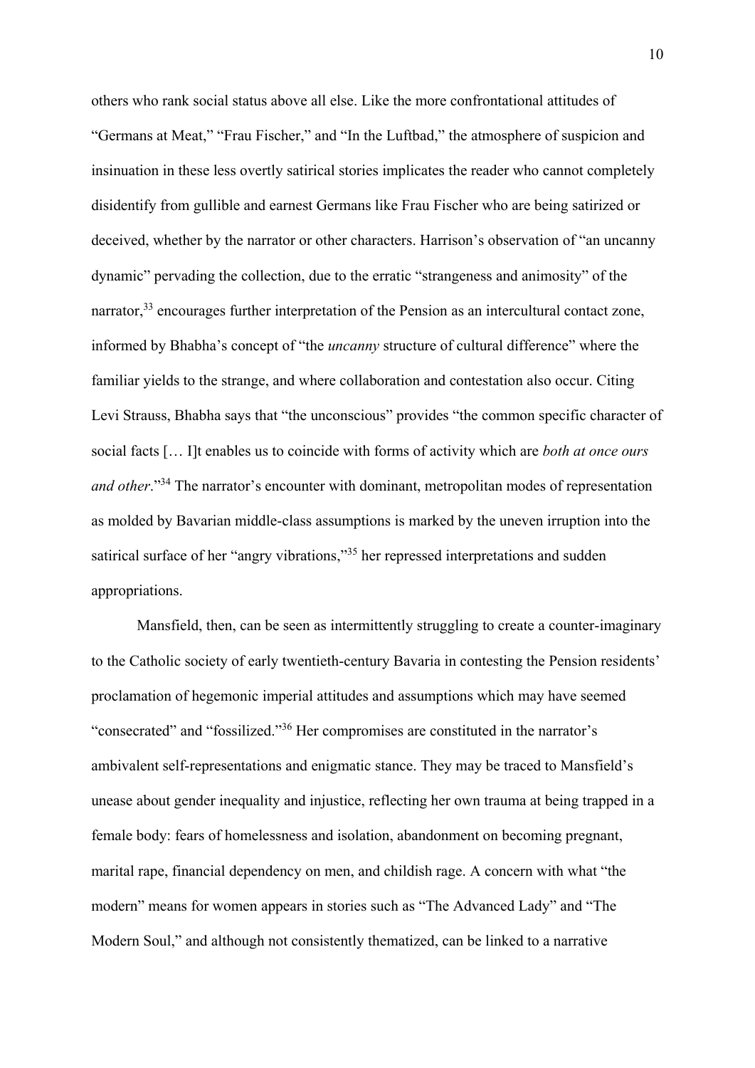others who rank social status above all else. Like the more confrontational attitudes of "Germans at Meat," "Frau Fischer," and "In the Luftbad," the atmosphere of suspicion and insinuation in these less overtly satirical stories implicates the reader who cannot completely disidentify from gullible and earnest Germans like Frau Fischer who are being satirized or deceived, whether by the narrator or other characters. Harrison's observation of "an uncanny dynamic" pervading the collection, due to the erratic "strangeness and animosity" of the narrator,[33] encourages further interpretation of the Pension as an intercultural contact zone, informed by Bhabha's concept of "the *uncanny* structure of cultural difference" where the familiar yields to the strange, and where collaboration and contestation also occur. Citing Levi Strauss, Bhabha says that "the unconscious" provides "the common specific character of social facts [… I]t enables us to coincide with forms of activity which are *both at once ours and other*."[34] The narrator's encounter with dominant, metropolitan modes of representation as molded by Bavarian middle-class assumptions is marked by the uneven irruption into the satirical surface of her "angry vibrations,"[35] her repressed interpretations and sudden appropriations.

Mansfield, then, can be seen as intermittently struggling to create a counter-imaginary to the Catholic society of early twentieth-century Bavaria in contesting the Pension residents' proclamation of hegemonic imperial attitudes and assumptions which may have seemed "consecrated" and "fossilized."[36] Her compromises are constituted in the narrator's ambivalent self-representations and enigmatic stance. They may be traced to Mansfield's unease about gender inequality and injustice, reflecting her own trauma at being trapped in a female body: fears of homelessness and isolation, abandonment on becoming pregnant, marital rape, financial dependency on men, and childish rage. A concern with what "the modern" means for women appears in stories such as "The Advanced Lady" and "The Modern Soul," and although not consistently thematized, can be linked to a narrative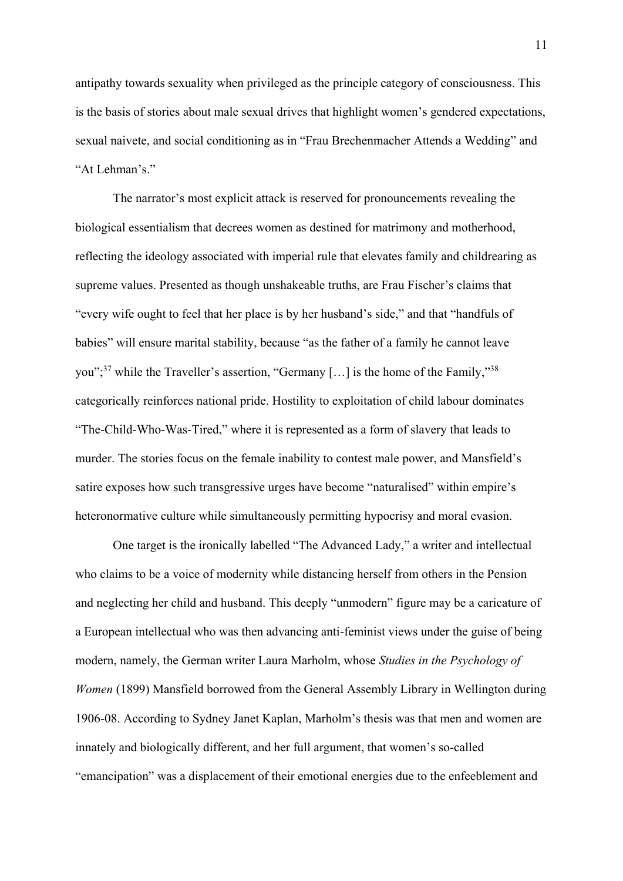antipathy towards sexuality when privileged as the principle category of consciousness. This is the basis of stories about male sexual drives that highlight women's gendered expectations, sexual naivete, and social conditioning as in "Frau Brechenmacher Attends a Wedding" and "At Lehman's."

The narrator's most explicit attack is reserved for pronouncements revealing the biological essentialism that decrees women as destined for matrimony and motherhood, reflecting the ideology associated with imperial rule that elevates family and childrearing as supreme values. Presented as though unshakeable truths, are Frau Fischer's claims that "every wife ought to feel that her place is by her husband's side," and that "handfuls of babies" will ensure marital stability, because "as the father of a family he cannot leave you";[37] while the Traveller's assertion, "Germany […] is the home of the Family,"[38] categorically reinforces national pride. Hostility to exploitation of child labour dominates "The-Child-Who-Was-Tired," where it is represented as a form of slavery that leads to murder. The stories focus on the female inability to contest male power, and Mansfield's satire exposes how such transgressive urges have become "naturalised" within empire's heteronormative culture while simultaneously permitting hypocrisy and moral evasion.

One target is the ironically labelled "The Advanced Lady," a writer and intellectual who claims to be a voice of modernity while distancing herself from others in the Pension and neglecting her child and husband. This deeply "unmodern" figure may be a caricature of a European intellectual who was then advancing anti-feminist views under the guise of being modern, namely, the German writer Laura Marholm, whose *Studies in the Psychology of Women* (1899) Mansfield borrowed from the General Assembly Library in Wellington during 1906-08. According to Sydney Janet Kaplan, Marholm's thesis was that men and women are innately and biologically different, and her full argument, that women's so-called "emancipation" was a displacement of their emotional energies due to the enfeeblement and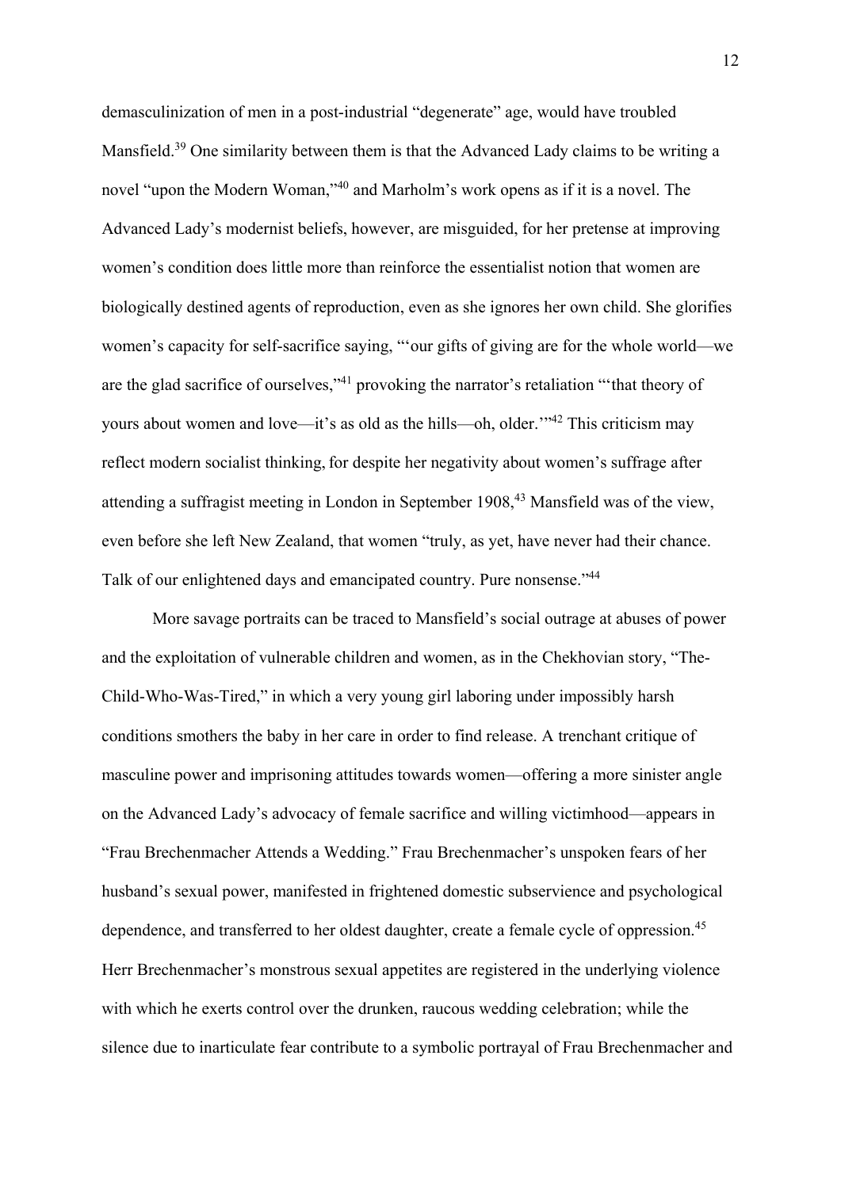demasculinization of men in a post-industrial "degenerate" age, would have troubled Mansfield.[39] One similarity between them is that the Advanced Lady claims to be writing a novel "upon the Modern Woman,"[40] and Marholm's work opens as if it is a novel. The Advanced Lady's modernist beliefs, however, are misguided, for her pretense at improving women's condition does little more than reinforce the essentialist notion that women are biologically destined agents of reproduction, even as she ignores her own child. She glorifies women's capacity for self-sacrifice saying, "'our gifts of giving are for the whole world—we are the glad sacrifice of ourselves,"[41] provoking the narrator's retaliation "'that theory of yours about women and love—it's as old as the hills—oh, older.'"[42] This criticism may reflect modern socialist thinking, for despite her negativity about women's suffrage after attending a suffragist meeting in London in September 1908,[43] Mansfield was of the view, even before she left New Zealand, that women "truly, as yet, have never had their chance. Talk of our enlightened days and emancipated country. Pure nonsense."[44]

More savage portraits can be traced to Mansfield's social outrage at abuses of power and the exploitation of vulnerable children and women, as in the Chekhovian story, "The-Child-Who-Was-Tired," in which a very young girl laboring under impossibly harsh conditions smothers the baby in her care in order to find release. A trenchant critique of masculine power and imprisoning attitudes towards women—offering a more sinister angle on the Advanced Lady's advocacy of female sacrifice and willing victimhood—appears in "Frau Brechenmacher Attends a Wedding." Frau Brechenmacher's unspoken fears of her husband's sexual power, manifested in frightened domestic subservience and psychological dependence, and transferred to her oldest daughter, create a female cycle of oppression.[45] Herr Brechenmacher's monstrous sexual appetites are registered in the underlying violence with which he exerts control over the drunken, raucous wedding celebration; while the silence due to inarticulate fear contribute to a symbolic portrayal of Frau Brechenmacher and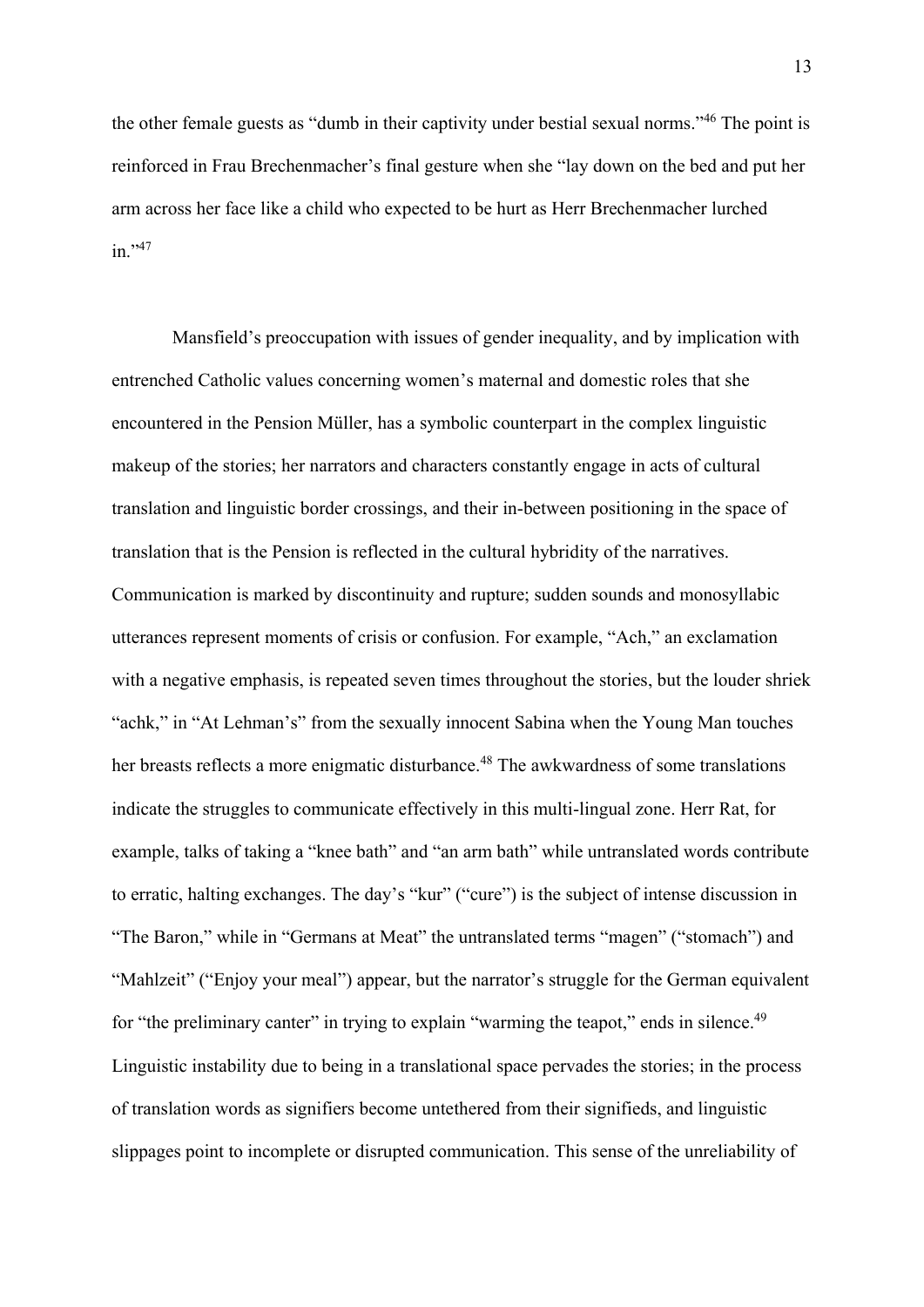the other female guests as "dumb in their captivity under bestial sexual norms."[46] The point is reinforced in Frau Brechenmacher's final gesture when she "lay down on the bed and put her arm across her face like a child who expected to be hurt as Herr Brechenmacher lurched in."[47]

Mansfield's preoccupation with issues of gender inequality, and by implication with entrenched Catholic values concerning women's maternal and domestic roles that she encountered in the Pension Müller, has a symbolic counterpart in the complex linguistic makeup of the stories; her narrators and characters constantly engage in acts of cultural translation and linguistic border crossings, and their in-between positioning in the space of translation that is the Pension is reflected in the cultural hybridity of the narratives. Communication is marked by discontinuity and rupture; sudden sounds and monosyllabic utterances represent moments of crisis or confusion. For example, "Ach," an exclamation with a negative emphasis, is repeated seven times throughout the stories, but the louder shriek "achk," in "At Lehman's" from the sexually innocent Sabina when the Young Man touches her breasts reflects a more enigmatic disturbance.[48] The awkwardness of some translations indicate the struggles to communicate effectively in this multi-lingual zone. Herr Rat, for example, talks of taking a "knee bath" and "an arm bath" while untranslated words contribute to erratic, halting exchanges. The day's "kur" ("cure") is the subject of intense discussion in "The Baron," while in "Germans at Meat" the untranslated terms "magen" ("stomach") and "Mahlzeit" ("Enjoy your meal") appear, but the narrator's struggle for the German equivalent for "the preliminary canter" in trying to explain "warming the teapot," ends in silence.[49] Linguistic instability due to being in a translational space pervades the stories; in the process of translation words as signifiers become untethered from their signifieds, and linguistic slippages point to incomplete or disrupted communication. This sense of the unreliability of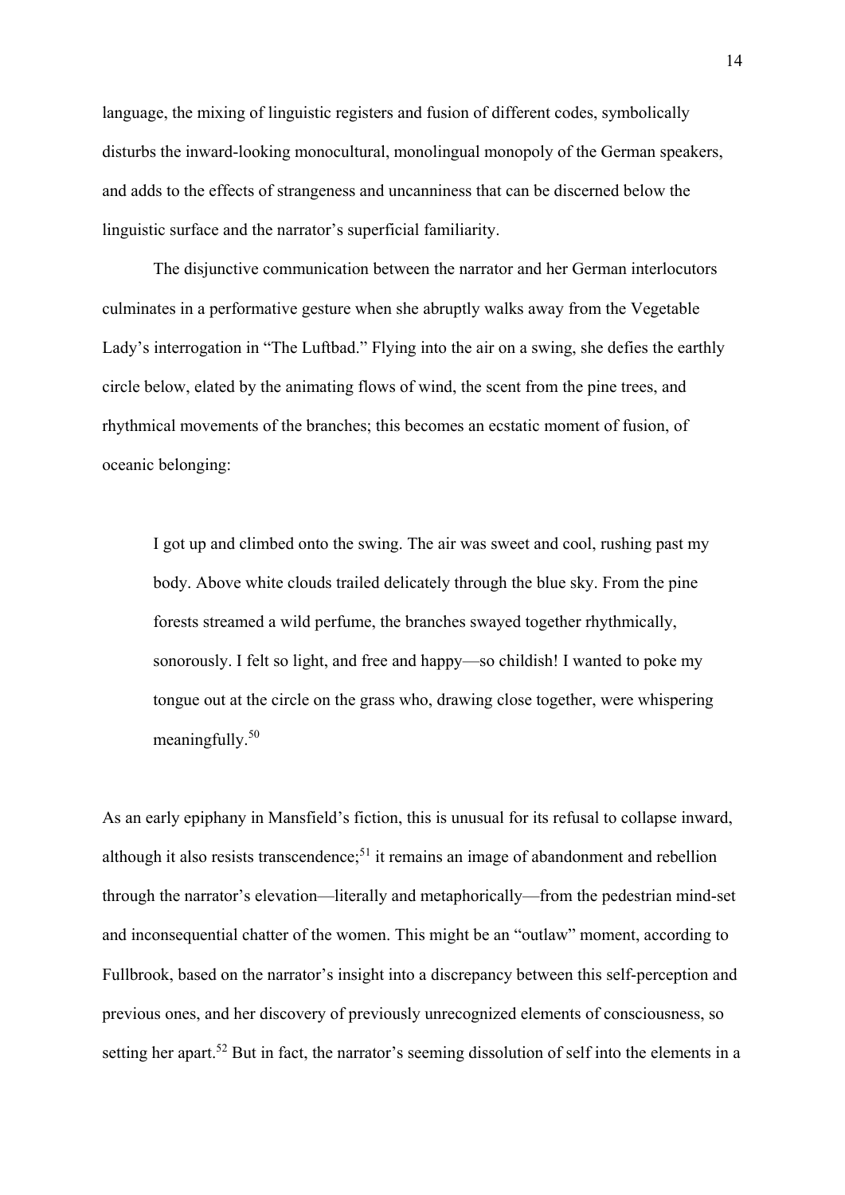language, the mixing of linguistic registers and fusion of different codes, symbolically disturbs the inward-looking monocultural, monolingual monopoly of the German speakers, and adds to the effects of strangeness and uncanniness that can be discerned below the linguistic surface and the narrator's superficial familiarity.

The disjunctive communication between the narrator and her German interlocutors culminates in a performative gesture when she abruptly walks away from the Vegetable Lady's interrogation in "The Luftbad." Flying into the air on a swing, she defies the earthly circle below, elated by the animating flows of wind, the scent from the pine trees, and rhythmical movements of the branches; this becomes an ecstatic moment of fusion, of oceanic belonging:

> I got up and climbed onto the swing. The air was sweet and cool, rushing past my body. Above white clouds trailed delicately through the blue sky. From the pine forests streamed a wild perfume, the branches swayed together rhythmically, sonorously. I felt so light, and free and happy—so childish! I wanted to poke my tongue out at the circle on the grass who, drawing close together, were whispering meaningfully.[50]

As an early epiphany in Mansfield's fiction, this is unusual for its refusal to collapse inward, although it also resists transcendence;[51] it remains an image of abandonment and rebellion through the narrator's elevation—literally and metaphorically—from the pedestrian mind-set and inconsequential chatter of the women. This might be an "outlaw" moment, according to Fullbrook, based on the narrator's insight into a discrepancy between this self-perception and previous ones, and her discovery of previously unrecognized elements of consciousness, so setting her apart.[52] But in fact, the narrator's seeming dissolution of self into the elements in a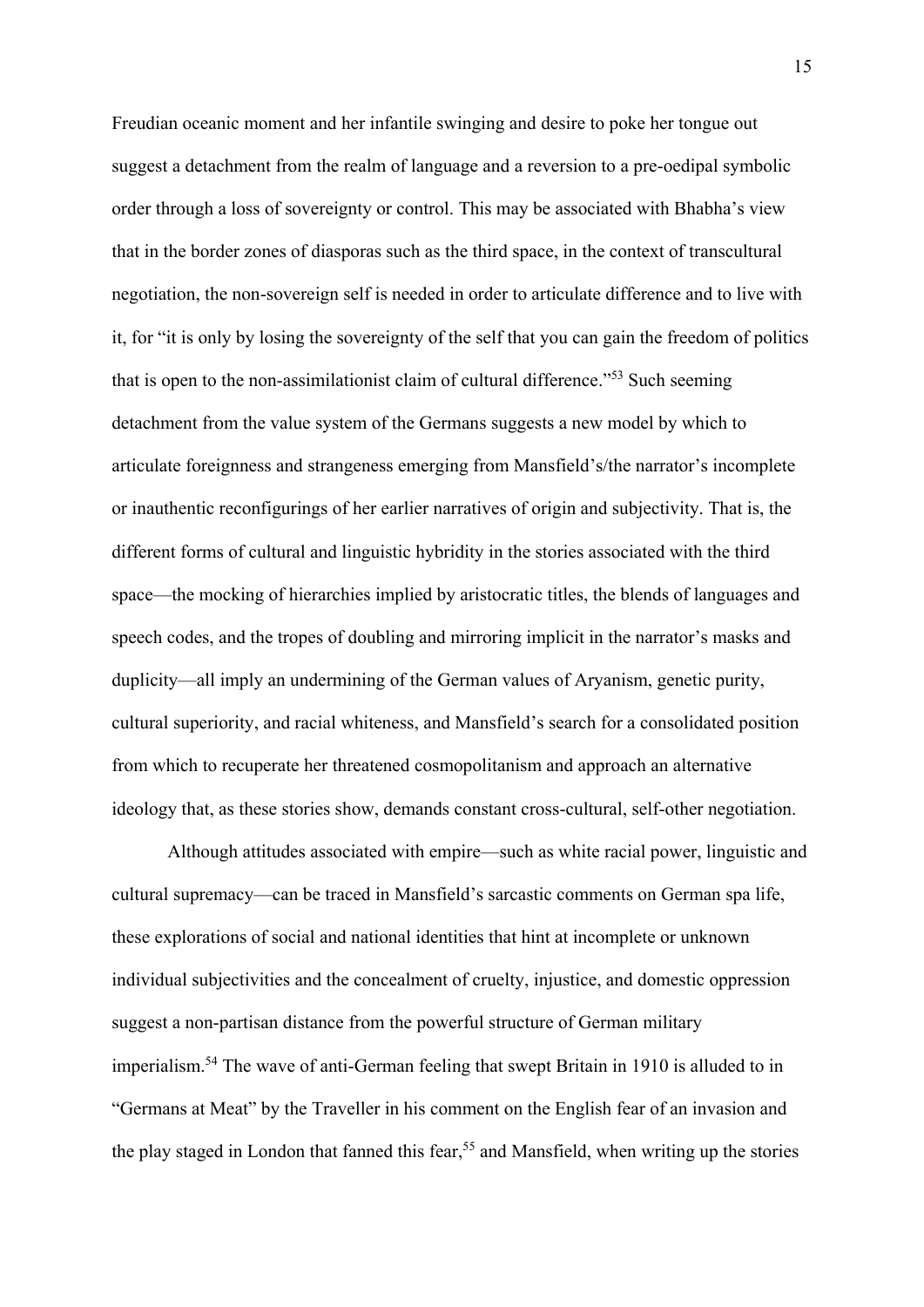Freudian oceanic moment and her infantile swinging and desire to poke her tongue out suggest a detachment from the realm of language and a reversion to a pre-oedipal symbolic order through a loss of sovereignty or control. This may be associated with Bhabha's view that in the border zones of diasporas such as the third space, in the context of transcultural negotiation, the non-sovereign self is needed in order to articulate difference and to live with it, for "it is only by losing the sovereignty of the self that you can gain the freedom of politics that is open to the non-assimilationist claim of cultural difference."[53] Such seeming detachment from the value system of the Germans suggests a new model by which to articulate foreignness and strangeness emerging from Mansfield's/the narrator's incomplete or inauthentic reconfigurings of her earlier narratives of origin and subjectivity. That is, the different forms of cultural and linguistic hybridity in the stories associated with the third space—the mocking of hierarchies implied by aristocratic titles, the blends of languages and speech codes, and the tropes of doubling and mirroring implicit in the narrator's masks and duplicity—all imply an undermining of the German values of Aryanism, genetic purity, cultural superiority, and racial whiteness, and Mansfield's search for a consolidated position from which to recuperate her threatened cosmopolitanism and approach an alternative ideology that, as these stories show, demands constant cross-cultural, self-other negotiation.

Although attitudes associated with empire—such as white racial power, linguistic and cultural supremacy—can be traced in Mansfield's sarcastic comments on German spa life, these explorations of social and national identities that hint at incomplete or unknown individual subjectivities and the concealment of cruelty, injustice, and domestic oppression suggest a non-partisan distance from the powerful structure of German military imperialism.[54] The wave of anti-German feeling that swept Britain in 1910 is alluded to in "Germans at Meat" by the Traveller in his comment on the English fear of an invasion and the play staged in London that fanned this fear,[55] and Mansfield, when writing up the stories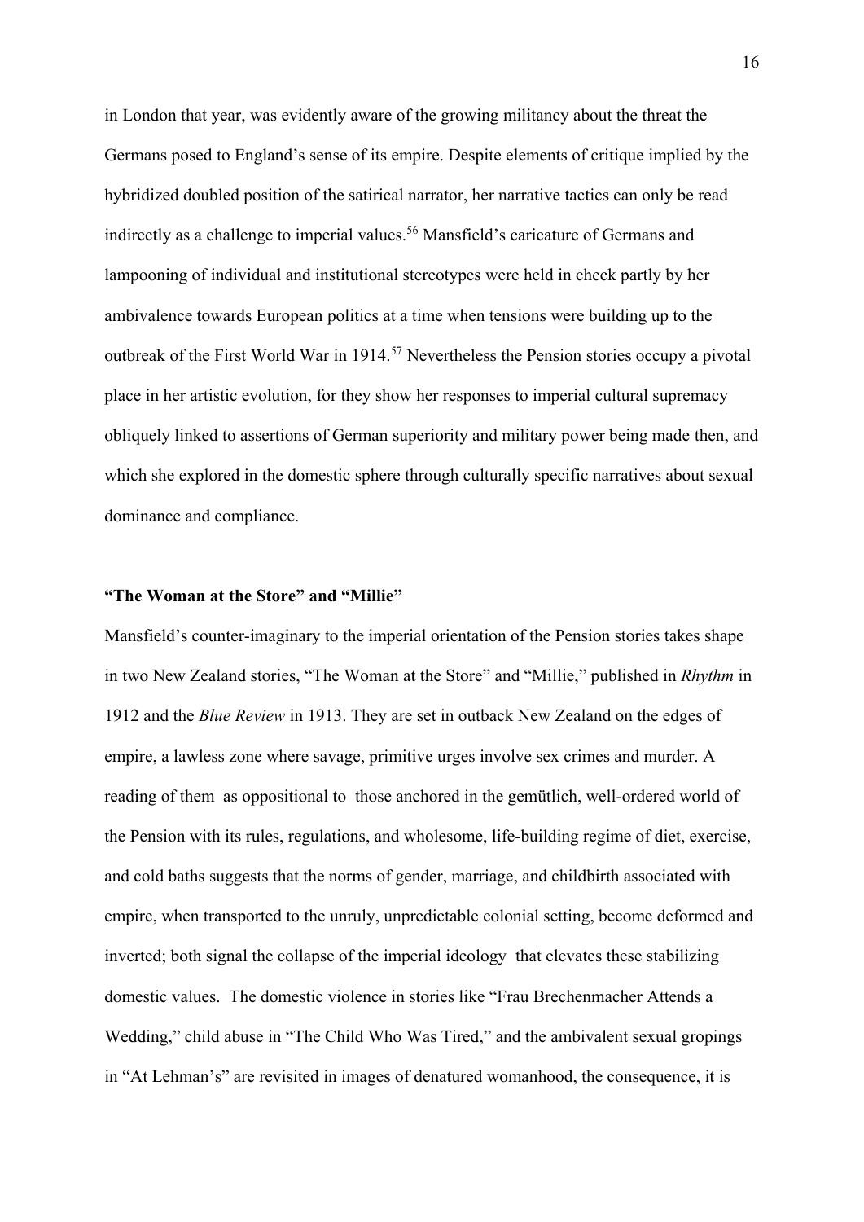in London that year, was evidently aware of the growing militancy about the threat the Germans posed to England's sense of its empire. Despite elements of critique implied by the hybridized doubled position of the satirical narrator, her narrative tactics can only be read indirectly as a challenge to imperial values.[56] Mansfield's caricature of Germans and lampooning of individual and institutional stereotypes were held in check partly by her ambivalence towards European politics at a time when tensions were building up to the outbreak of the First World War in 1914.[57] Nevertheless the Pension stories occupy a pivotal place in her artistic evolution, for they show her responses to imperial cultural supremacy obliquely linked to assertions of German superiority and military power being made then, and which she explored in the domestic sphere through culturally specific narratives about sexual dominance and compliance.

### "The Woman at the Store" and "Millie"

Mansfield's counter-imaginary to the imperial orientation of the Pension stories takes shape in two New Zealand stories, "The Woman at the Store" and "Millie," published in *Rhythm* in 1912 and the *Blue Review* in 1913. They are set in outback New Zealand on the edges of empire, a lawless zone where savage, primitive urges involve sex crimes and murder. A reading of them as oppositional to those anchored in the gemütlich, well-ordered world of the Pension with its rules, regulations, and wholesome, life-building regime of diet, exercise, and cold baths suggests that the norms of gender, marriage, and childbirth associated with empire, when transported to the unruly, unpredictable colonial setting, become deformed and inverted; both signal the collapse of the imperial ideology that elevates these stabilizing domestic values. The domestic violence in stories like "Frau Brechenmacher Attends a Wedding," child abuse in "The Child Who Was Tired," and the ambivalent sexual gropings in "At Lehman's" are revisited in images of denatured womanhood, the consequence, it is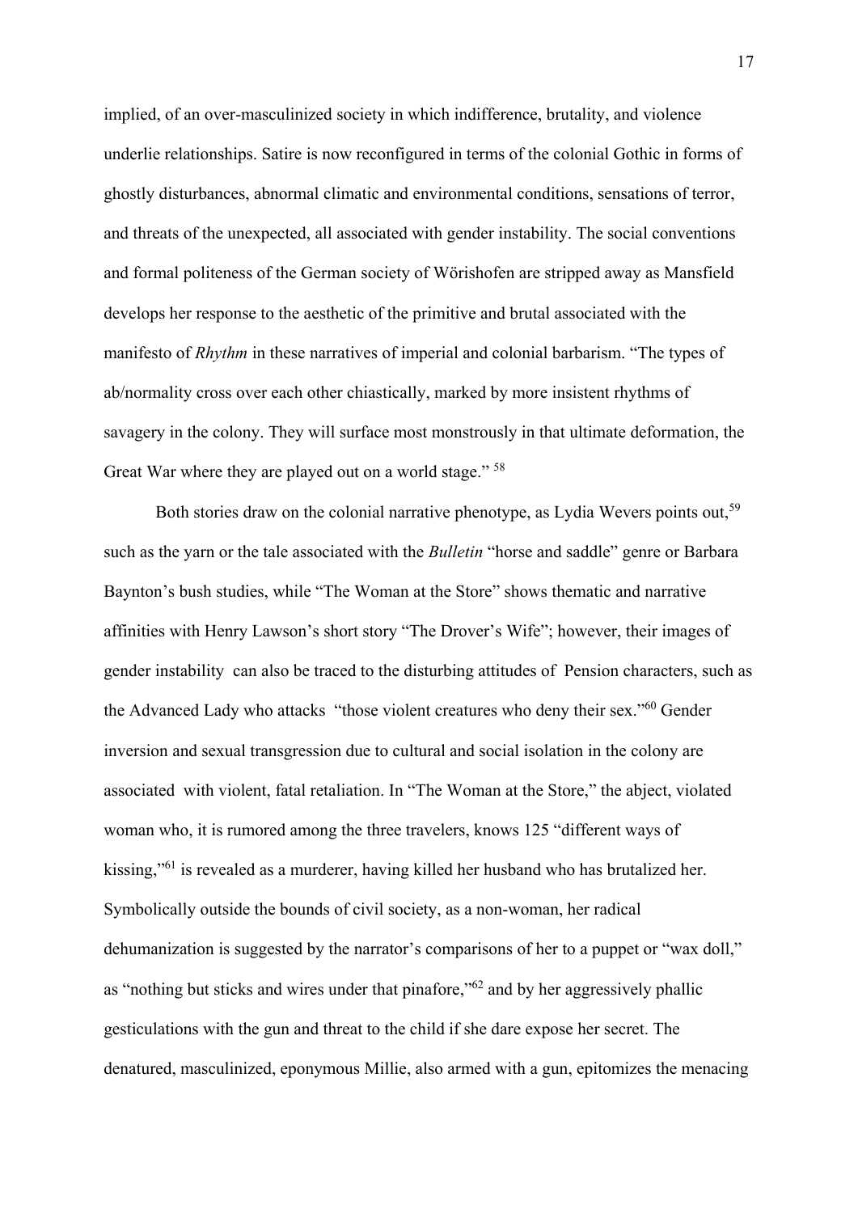implied, of an over-masculinized society in which indifference, brutality, and violence underlie relationships. Satire is now reconfigured in terms of the colonial Gothic in forms of ghostly disturbances, abnormal climatic and environmental conditions, sensations of terror, and threats of the unexpected, all associated with gender instability. The social conventions and formal politeness of the German society of Wörishofen are stripped away as Mansfield develops her response to the aesthetic of the primitive and brutal associated with the manifesto of *Rhythm* in these narratives of imperial and colonial barbarism. "The types of ab/normality cross over each other chiastically, marked by more insistent rhythms of savagery in the colony. They will surface most monstrously in that ultimate deformation, the Great War where they are played out on a world stage." [58]

Both stories draw on the colonial narrative phenotype, as Lydia Wevers points out,[59] such as the yarn or the tale associated with the *Bulletin* "horse and saddle" genre or Barbara Baynton's bush studies, while "The Woman at the Store" shows thematic and narrative affinities with Henry Lawson's short story "The Drover's Wife"; however, their images of gender instability can also be traced to the disturbing attitudes of Pension characters, such as the Advanced Lady who attacks "those violent creatures who deny their sex."[60] Gender inversion and sexual transgression due to cultural and social isolation in the colony are associated with violent, fatal retaliation. In "The Woman at the Store," the abject, violated woman who, it is rumored among the three travelers, knows 125 "different ways of kissing,"[61] is revealed as a murderer, having killed her husband who has brutalized her. Symbolically outside the bounds of civil society, as a non-woman, her radical dehumanization is suggested by the narrator's comparisons of her to a puppet or "wax doll," as "nothing but sticks and wires under that pinafore,"[62] and by her aggressively phallic gesticulations with the gun and threat to the child if she dare expose her secret. The denatured, masculinized, eponymous Millie, also armed with a gun, epitomizes the menacing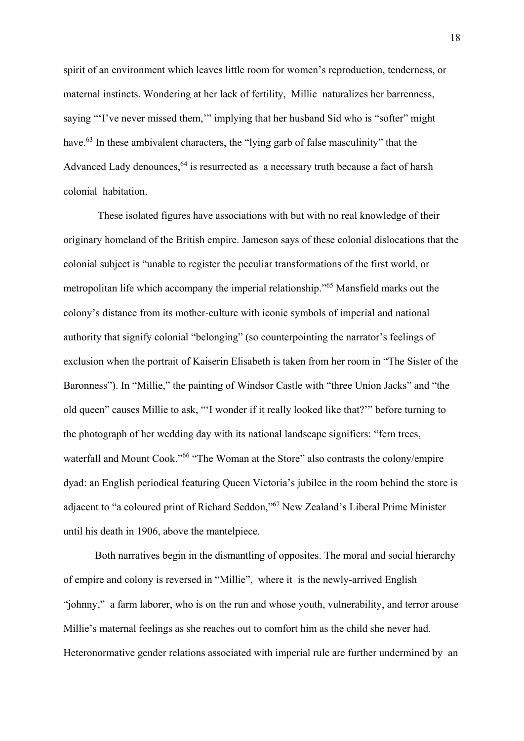spirit of an environment which leaves little room for women's reproduction, tenderness, or maternal instincts. Wondering at her lack of fertility, Millie naturalizes her barrenness, saying "'I've never missed them,'" implying that her husband Sid who is "softer" might have.[63] In these ambivalent characters, the "lying garb of false masculinity" that the Advanced Lady denounces,[64] is resurrected as a necessary truth because a fact of harsh colonial habitation.

These isolated figures have associations with but with no real knowledge of their originary homeland of the British empire. Jameson says of these colonial dislocations that the colonial subject is "unable to register the peculiar transformations of the first world, or metropolitan life which accompany the imperial relationship."[65] Mansfield marks out the colony's distance from its mother-culture with iconic symbols of imperial and national authority that signify colonial "belonging" (so counterpointing the narrator's feelings of exclusion when the portrait of Kaiserin Elisabeth is taken from her room in "The Sister of the Baronness"). In "Millie," the painting of Windsor Castle with "three Union Jacks" and "the old queen" causes Millie to ask, "'I wonder if it really looked like that?'" before turning to the photograph of her wedding day with its national landscape signifiers: "fern trees, waterfall and Mount Cook."[66] "The Woman at the Store" also contrasts the colony/empire dyad: an English periodical featuring Queen Victoria's jubilee in the room behind the store is adjacent to "a coloured print of Richard Seddon,"[67] New Zealand's Liberal Prime Minister until his death in 1906, above the mantelpiece.

Both narratives begin in the dismantling of opposites. The moral and social hierarchy of empire and colony is reversed in "Millie", where it is the newly-arrived English "johnny," a farm laborer, who is on the run and whose youth, vulnerability, and terror arouse Millie's maternal feelings as she reaches out to comfort him as the child she never had. Heteronormative gender relations associated with imperial rule are further undermined by an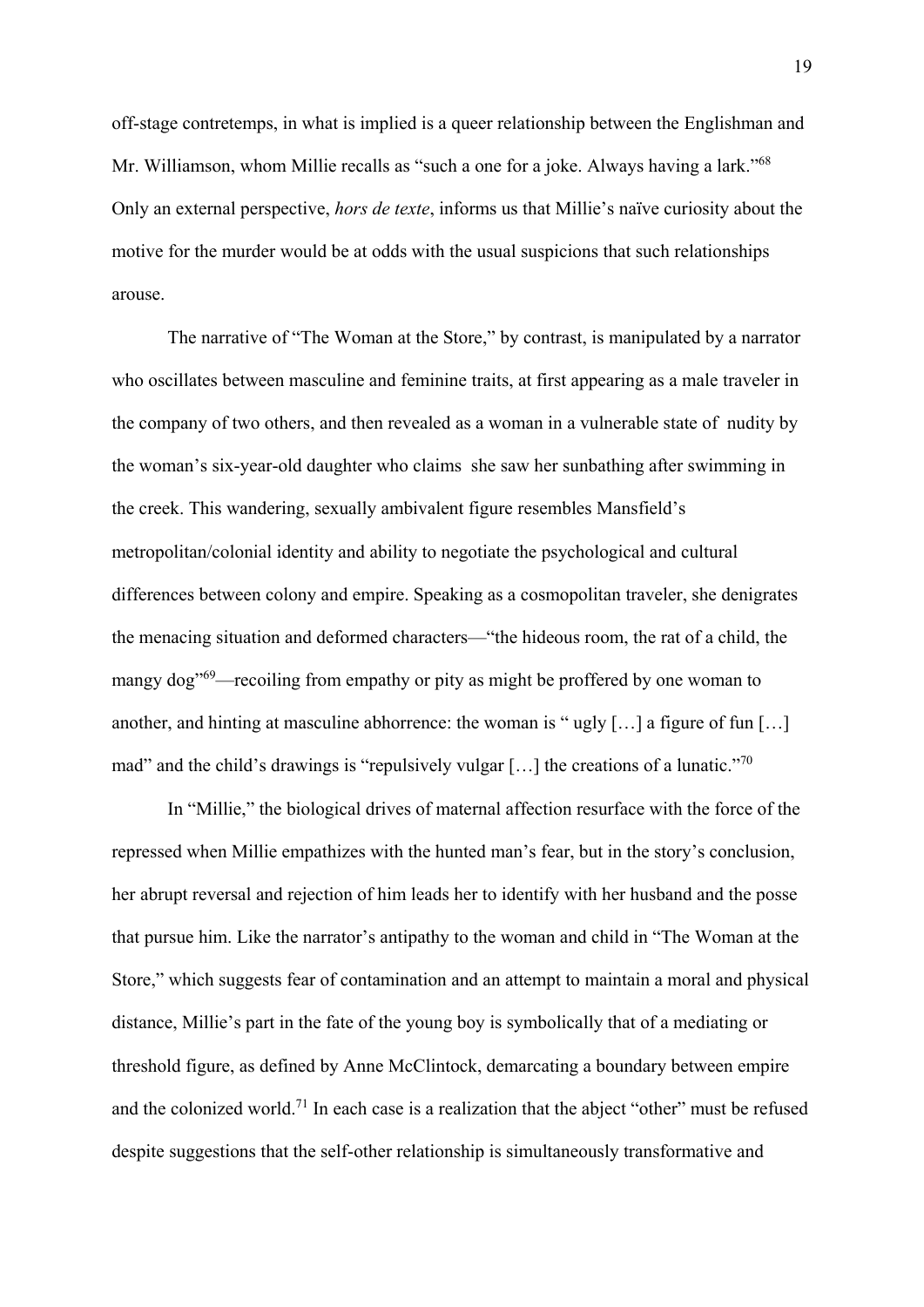off-stage contretemps, in what is implied is a queer relationship between the Englishman and Mr. Williamson, whom Millie recalls as "such a one for a joke. Always having a lark."[68] Only an external perspective, *hors de texte*, informs us that Millie's naïve curiosity about the motive for the murder would be at odds with the usual suspicions that such relationships arouse.

The narrative of "The Woman at the Store," by contrast, is manipulated by a narrator who oscillates between masculine and feminine traits, at first appearing as a male traveler in the company of two others, and then revealed as a woman in a vulnerable state of nudity by the woman's six-year-old daughter who claims she saw her sunbathing after swimming in the creek. This wandering, sexually ambivalent figure resembles Mansfield's metropolitan/colonial identity and ability to negotiate the psychological and cultural differences between colony and empire. Speaking as a cosmopolitan traveler, she denigrates the menacing situation and deformed characters—"the hideous room, the rat of a child, the mangy dog"[69]—recoiling from empathy or pity as might be proffered by one woman to another, and hinting at masculine abhorrence: the woman is " ugly […] a figure of fun […] mad" and the child's drawings is "repulsively vulgar […] the creations of a lunatic."[70]

In "Millie," the biological drives of maternal affection resurface with the force of the repressed when Millie empathizes with the hunted man's fear, but in the story's conclusion, her abrupt reversal and rejection of him leads her to identify with her husband and the posse that pursue him. Like the narrator's antipathy to the woman and child in "The Woman at the Store," which suggests fear of contamination and an attempt to maintain a moral and physical distance, Millie's part in the fate of the young boy is symbolically that of a mediating or threshold figure, as defined by Anne McClintock, demarcating a boundary between empire and the colonized world.[71] In each case is a realization that the abject "other" must be refused despite suggestions that the self-other relationship is simultaneously transformative and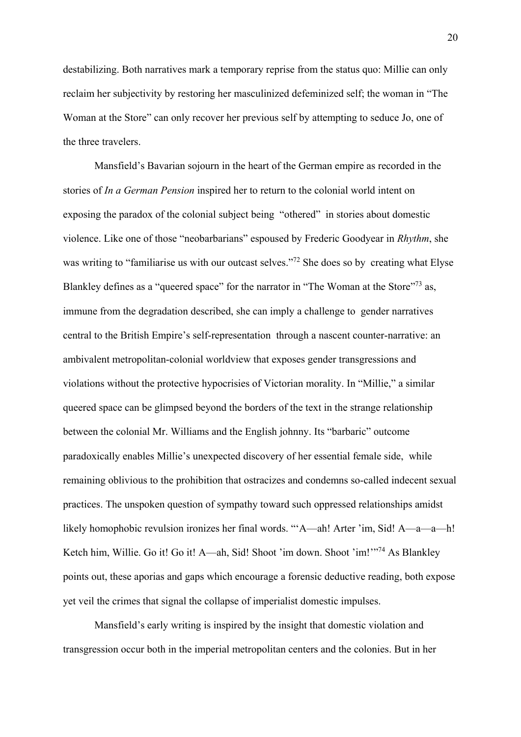destabilizing. Both narratives mark a temporary reprise from the status quo: Millie can only reclaim her subjectivity by restoring her masculinized defeminized self; the woman in "The Woman at the Store" can only recover her previous self by attempting to seduce Jo, one of the three travelers.

Mansfield's Bavarian sojourn in the heart of the German empire as recorded in the stories of *In a German Pension* inspired her to return to the colonial world intent on exposing the paradox of the colonial subject being "othered" in stories about domestic violence. Like one of those "neobarbarians" espoused by Frederic Goodyear in *Rhythm*, she was writing to "familiarise us with our outcast selves."[72] She does so by creating what Elyse Blankley defines as a "queered space" for the narrator in "The Woman at the Store"[73] as, immune from the degradation described, she can imply a challenge to gender narratives central to the British Empire's self-representation through a nascent counter-narrative: an ambivalent metropolitan-colonial worldview that exposes gender transgressions and violations without the protective hypocrisies of Victorian morality. In "Millie," a similar queered space can be glimpsed beyond the borders of the text in the strange relationship between the colonial Mr. Williams and the English johnny. Its "barbaric" outcome paradoxically enables Millie's unexpected discovery of her essential female side, while remaining oblivious to the prohibition that ostracizes and condemns so-called indecent sexual practices. The unspoken question of sympathy toward such oppressed relationships amidst likely homophobic revulsion ironizes her final words. "'A—ah! Arter 'im, Sid! A—a—a—h! Ketch him, Willie. Go it! Go it! A—ah, Sid! Shoot 'im down. Shoot 'im!'"[74] As Blankley points out, these aporias and gaps which encourage a forensic deductive reading, both expose yet veil the crimes that signal the collapse of imperialist domestic impulses.

Mansfield's early writing is inspired by the insight that domestic violation and transgression occur both in the imperial metropolitan centers and the colonies. But in her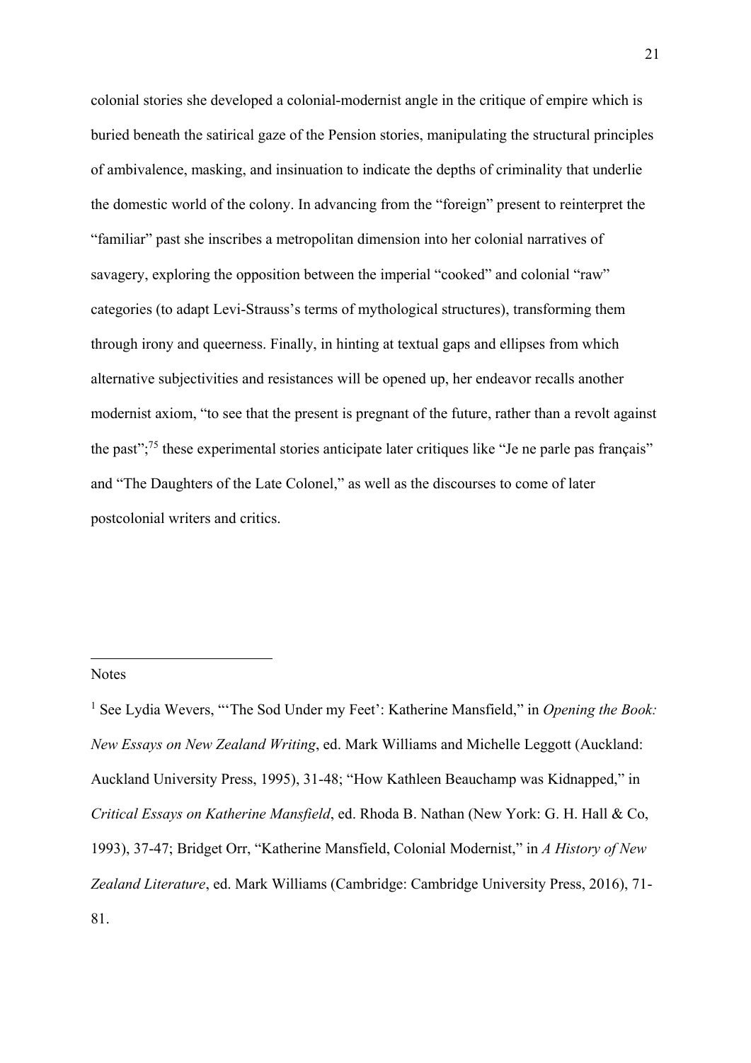colonial stories she developed a colonial-modernist angle in the critique of empire which is buried beneath the satirical gaze of the Pension stories, manipulating the structural principles of ambivalence, masking, and insinuation to indicate the depths of criminality that underlie the domestic world of the colony. In advancing from the "foreign" present to reinterpret the "familiar" past she inscribes a metropolitan dimension into her colonial narratives of savagery, exploring the opposition between the imperial "cooked" and colonial "raw" categories (to adapt Levi-Strauss's terms of mythological structures), transforming them through irony and queerness. Finally, in hinting at textual gaps and ellipses from which alternative subjectivities and resistances will be opened up, her endeavor recalls another modernist axiom, "to see that the present is pregnant of the future, rather than a revolt against the past";[75] these experimental stories anticipate later critiques like "Je ne parle pas français" and "The Daughters of the Late Colonel," as well as the discourses to come of later postcolonial writers and critics.

---

Notes

[1] See Lydia Wevers, "'The Sod Under my Feet': Katherine Mansfield," in *Opening the Book: New Essays on New Zealand Writing*, ed. Mark Williams and Michelle Leggott (Auckland: Auckland University Press, 1995), 31-48; "How Kathleen Beauchamp was Kidnapped," in *Critical Essays on Katherine Mansfield*, ed. Rhoda B. Nathan (New York: G. H. Hall & Co, 1993), 37-47; Bridget Orr, "Katherine Mansfield, Colonial Modernist," in *A History of New Zealand Literature*, ed. Mark Williams (Cambridge: Cambridge University Press, 2016), 71-81.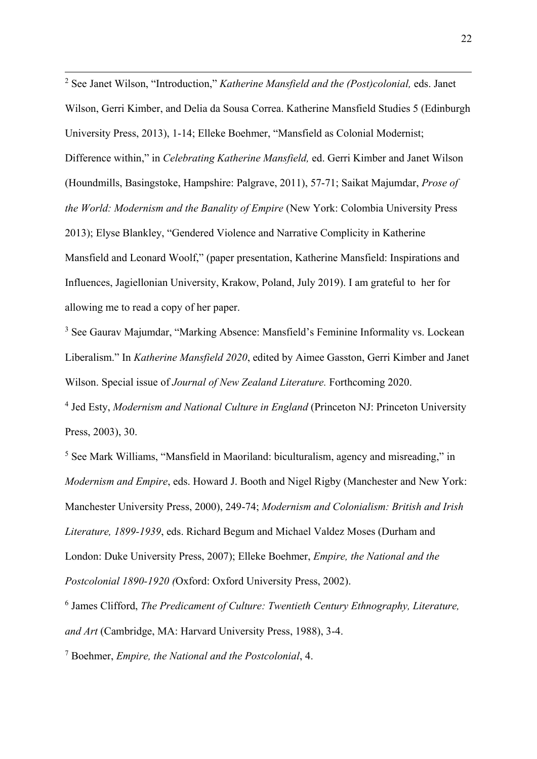[2] See Janet Wilson, "Introduction," *Katherine Mansfield and the (Post)colonial,* eds. Janet Wilson, Gerri Kimber, and Delia da Sousa Correa. Katherine Mansfield Studies 5 (Edinburgh University Press, 2013), 1-14; Elleke Boehmer, "Mansfield as Colonial Modernist; Difference within," in *Celebrating Katherine Mansfield,* ed. Gerri Kimber and Janet Wilson (Houndmills, Basingstoke, Hampshire: Palgrave, 2011), 57-71; Saikat Majumdar, *Prose of the World: Modernism and the Banality of Empire* (New York: Colombia University Press 2013); Elyse Blankley, "Gendered Violence and Narrative Complicity in Katherine Mansfield and Leonard Woolf," (paper presentation, Katherine Mansfield: Inspirations and Influences, Jagiellonian University, Krakow, Poland, July 2019). I am grateful to her for allowing me to read a copy of her paper.

[3] See Gaurav Majumdar, "Marking Absence: Mansfield's Feminine Informality vs. Lockean Liberalism." In *Katherine Mansfield 2020*, edited by Aimee Gasston, Gerri Kimber and Janet Wilson. Special issue of *Journal of New Zealand Literature.* Forthcoming 2020.

[4] Jed Esty, *Modernism and National Culture in England* (Princeton NJ: Princeton University Press, 2003), 30.

[5] See Mark Williams, "Mansfield in Maoriland: biculturalism, agency and misreading," in *Modernism and Empire*, eds. Howard J. Booth and Nigel Rigby (Manchester and New York: Manchester University Press, 2000), 249-74; *Modernism and Colonialism: British and Irish Literature, 1899-1939*, eds. Richard Begum and Michael Valdez Moses (Durham and London: Duke University Press, 2007); Elleke Boehmer, *Empire, the National and the Postcolonial 1890-1920 (*Oxford: Oxford University Press, 2002).

[6] James Clifford, *The Predicament of Culture: Twentieth Century Ethnography, Literature, and Art* (Cambridge, MA: Harvard University Press, 1988), 3-4.

[7] Boehmer, *Empire, the National and the Postcolonial*, 4.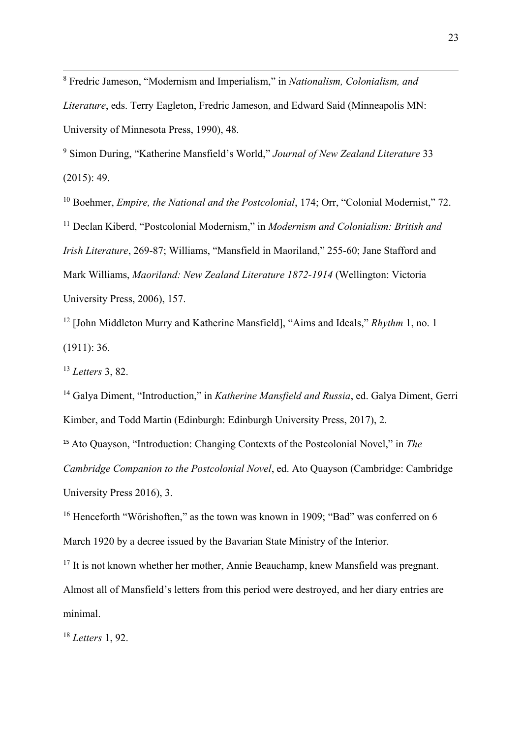[8] Fredric Jameson, "Modernism and Imperialism," in *Nationalism, Colonialism, and Literature*, eds. Terry Eagleton, Fredric Jameson, and Edward Said (Minneapolis MN: University of Minnesota Press, 1990), 48.

[9] Simon During, "Katherine Mansfield's World," *Journal of New Zealand Literature* 33 (2015): 49.

[10] Boehmer, *Empire, the National and the Postcolonial*, 174; Orr, "Colonial Modernist," 72.

[11] Declan Kiberd, "Postcolonial Modernism," in *Modernism and Colonialism: British and Irish Literature*, 269-87; Williams, "Mansfield in Maoriland," 255-60; Jane Stafford and Mark Williams, *Maoriland: New Zealand Literature 1872-1914* (Wellington: Victoria University Press, 2006), 157.

[12] [John Middleton Murry and Katherine Mansfield], "Aims and Ideals," *Rhythm* 1, no. 1 (1911): 36.

[13] *Letters* 3, 82.

[14] Galya Diment, "Introduction," in *Katherine Mansfield and Russia*, ed. Galya Diment, Gerri Kimber, and Todd Martin (Edinburgh: Edinburgh University Press, 2017), 2.

[15] Ato Quayson, "Introduction: Changing Contexts of the Postcolonial Novel," in *The Cambridge Companion to the Postcolonial Novel*, ed. Ato Quayson (Cambridge: Cambridge University Press 2016), 3.

[16] Henceforth "Wörishoften," as the town was known in 1909; "Bad" was conferred on 6 March 1920 by a decree issued by the Bavarian State Ministry of the Interior.

[17] It is not known whether her mother, Annie Beauchamp, knew Mansfield was pregnant. Almost all of Mansfield's letters from this period were destroyed, and her diary entries are minimal.

[18] *Letters* 1, 92.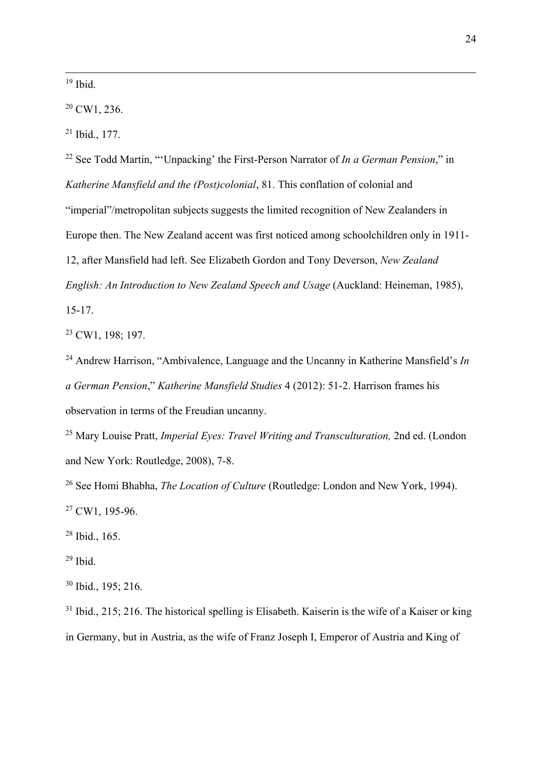[19] Ibid.

[20] CW1, 236.

[21] Ibid., 177.

[22] See Todd Martin, "'Unpacking' the First-Person Narrator of *In a German Pension*," in *Katherine Mansfield and the (Post)colonial*, 81. This conflation of colonial and "imperial"/metropolitan subjects suggests the limited recognition of New Zealanders in Europe then. The New Zealand accent was first noticed among schoolchildren only in 1911-12, after Mansfield had left. See Elizabeth Gordon and Tony Deverson, *New Zealand English: An Introduction to New Zealand Speech and Usage* (Auckland: Heineman, 1985), 15-17.

[23] CW1, 198; 197.

[24] Andrew Harrison, "Ambivalence, Language and the Uncanny in Katherine Mansfield's *In a German Pension*," *Katherine Mansfield Studies* 4 (2012): 51-2. Harrison frames his observation in terms of the Freudian uncanny.

[25] Mary Louise Pratt, *Imperial Eyes: Travel Writing and Transculturation,* 2nd ed. (London and New York: Routledge, 2008), 7-8.

[26] See Homi Bhabha, *The Location of Culture* (Routledge: London and New York, 1994).

[27] CW1, 195-96.

[28] Ibid., 165.

[29] Ibid.

[30] Ibid., 195; 216.

[31] Ibid., 215; 216. The historical spelling is Elisabeth. Kaiserin is the wife of a Kaiser or king in Germany, but in Austria, as the wife of Franz Joseph I, Emperor of Austria and King of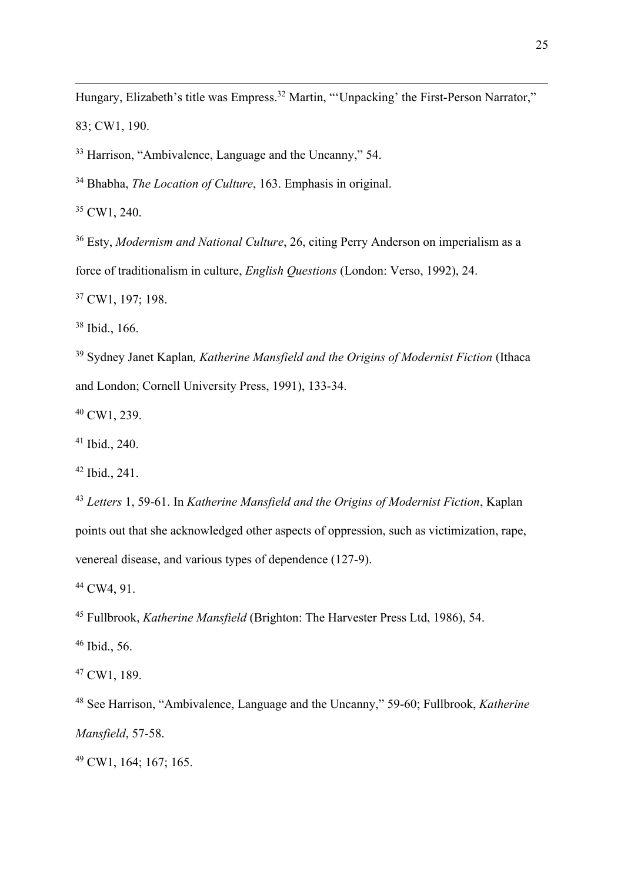Hungary, Elizabeth's title was Empress.[32] Martin, "'Unpacking' the First-Person Narrator," 83; CW1, 190.

[33] Harrison, "Ambivalence, Language and the Uncanny," 54.

[34] Bhabha, *The Location of Culture*, 163. Emphasis in original.

[35] CW1, 240.

[36] Esty, *Modernism and National Culture*, 26, citing Perry Anderson on imperialism as a force of traditionalism in culture, *English Questions* (London: Verso, 1992), 24.

[37] CW1, 197; 198.

[38] Ibid., 166.

[39] Sydney Janet Kaplan*, Katherine Mansfield and the Origins of Modernist Fiction* (Ithaca and London; Cornell University Press, 1991), 133-34.

[40] CW1, 239.

[41] Ibid., 240.

[42] Ibid., 241.

[43] *Letters* 1, 59-61. In *Katherine Mansfield and the Origins of Modernist Fiction*, Kaplan points out that she acknowledged other aspects of oppression, such as victimization, rape, venereal disease, and various types of dependence (127-9).

[44] CW4, 91.

[45] Fullbrook, *Katherine Mansfield* (Brighton: The Harvester Press Ltd, 1986), 54.

[46] Ibid., 56.

[47] CW1, 189.

[48] See Harrison, "Ambivalence, Language and the Uncanny," 59-60; Fullbrook, *Katherine Mansfield*, 57-58.

[49] CW1, 164; 167; 165.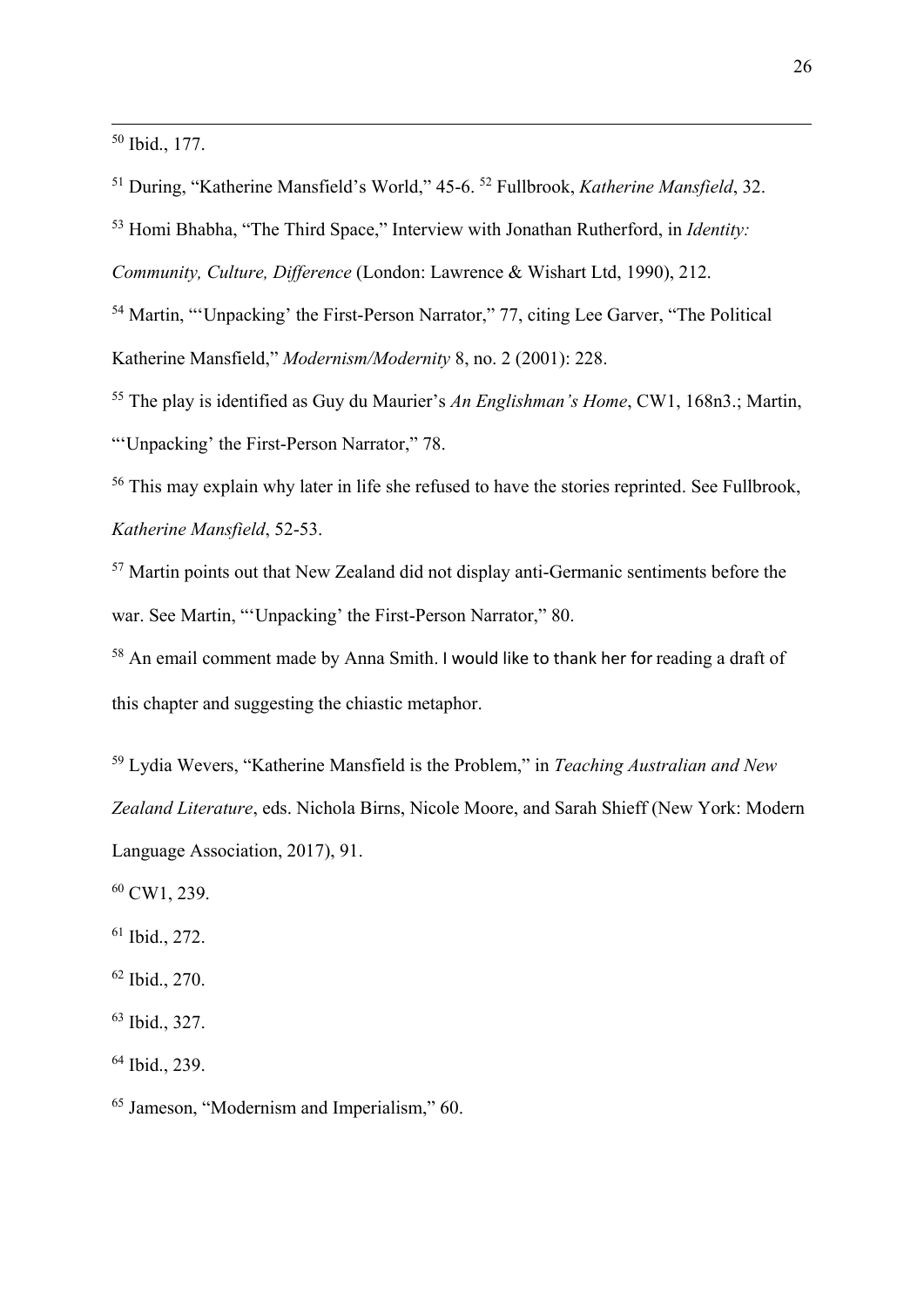[50] Ibid., 177.

[51] During, "Katherine Mansfield's World," 45-6. [52] Fullbrook, *Katherine Mansfield*, 32.

[53] Homi Bhabha, "The Third Space," Interview with Jonathan Rutherford, in *Identity: Community, Culture, Difference* (London: Lawrence & Wishart Ltd, 1990), 212.

[54] Martin, "'Unpacking' the First-Person Narrator," 77, citing Lee Garver, "The Political Katherine Mansfield," *Modernism/Modernity* 8, no. 2 (2001): 228.

[55] The play is identified as Guy du Maurier's *An Englishman's Home*, CW1, 168n3.; Martin, "'Unpacking' the First-Person Narrator," 78.

[56] This may explain why later in life she refused to have the stories reprinted. See Fullbrook, *Katherine Mansfield*, 52-53.

[57] Martin points out that New Zealand did not display anti-Germanic sentiments before the war. See Martin, "'Unpacking' the First-Person Narrator," 80.

[58] An email comment made by Anna Smith. I would like to thank her for reading a draft of this chapter and suggesting the chiastic metaphor.

[59] Lydia Wevers, "Katherine Mansfield is the Problem," in *Teaching Australian and New Zealand Literature*, eds. Nichola Birns, Nicole Moore, and Sarah Shieff (New York: Modern Language Association, 2017), 91.

[60] CW1, 239.

[61] Ibid., 272.

[62] Ibid., 270.

[63] Ibid., 327.

[64] Ibid., 239.

[65] Jameson, "Modernism and Imperialism," 60.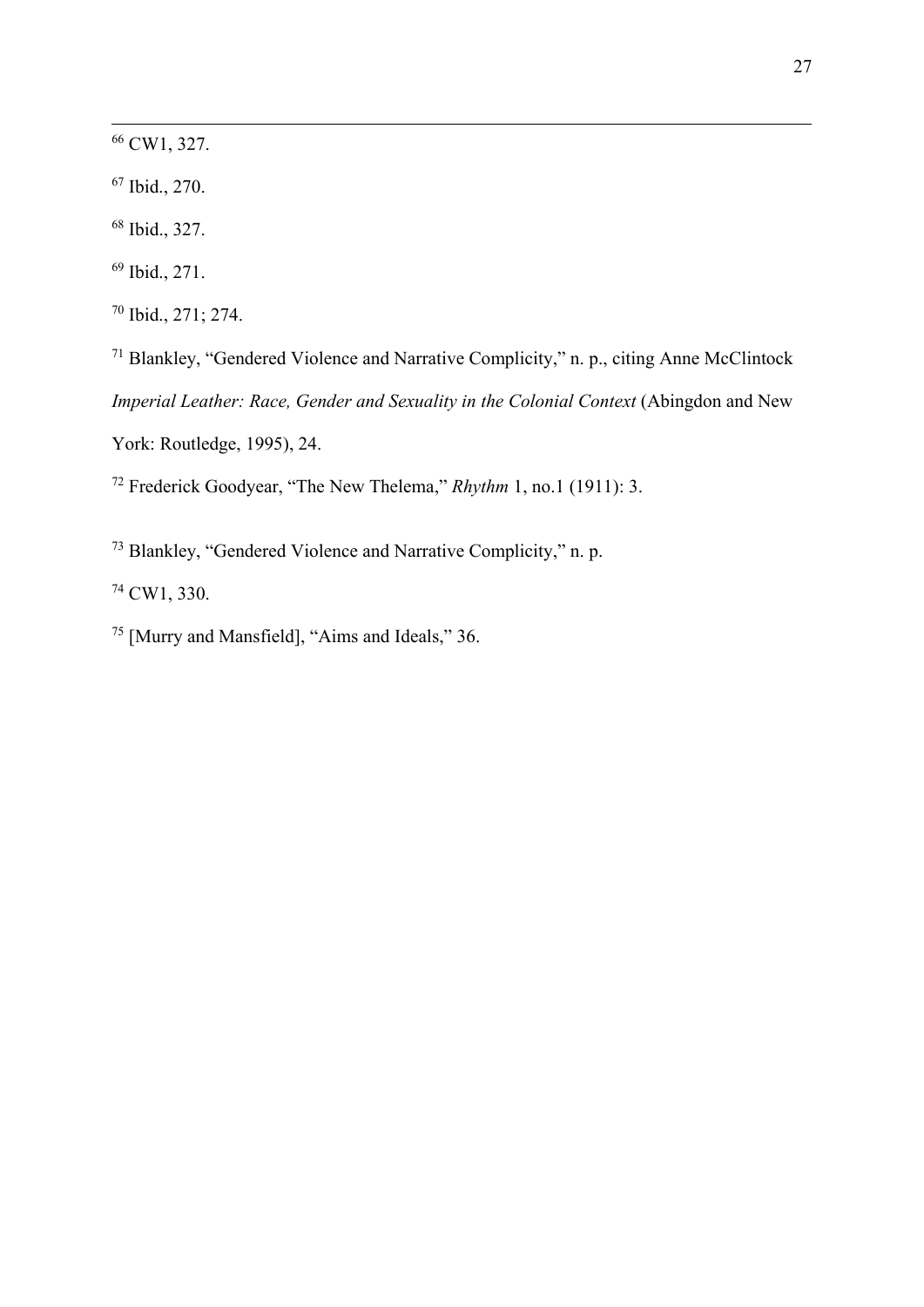[66] CW1, 327.

[67] Ibid., 270.

[68] Ibid., 327.

[69] Ibid., 271.

[70] Ibid., 271; 274.

[71] Blankley, "Gendered Violence and Narrative Complicity," n. p., citing Anne McClintock *Imperial Leather: Race, Gender and Sexuality in the Colonial Context* (Abingdon and New York: Routledge, 1995), 24.

[72] Frederick Goodyear, "The New Thelema," *Rhythm* 1, no.1 (1911): 3.

[73] Blankley, "Gendered Violence and Narrative Complicity," n. p.

[74] CW1, 330.

[75] [Murry and Mansfield], "Aims and Ideals," 36.